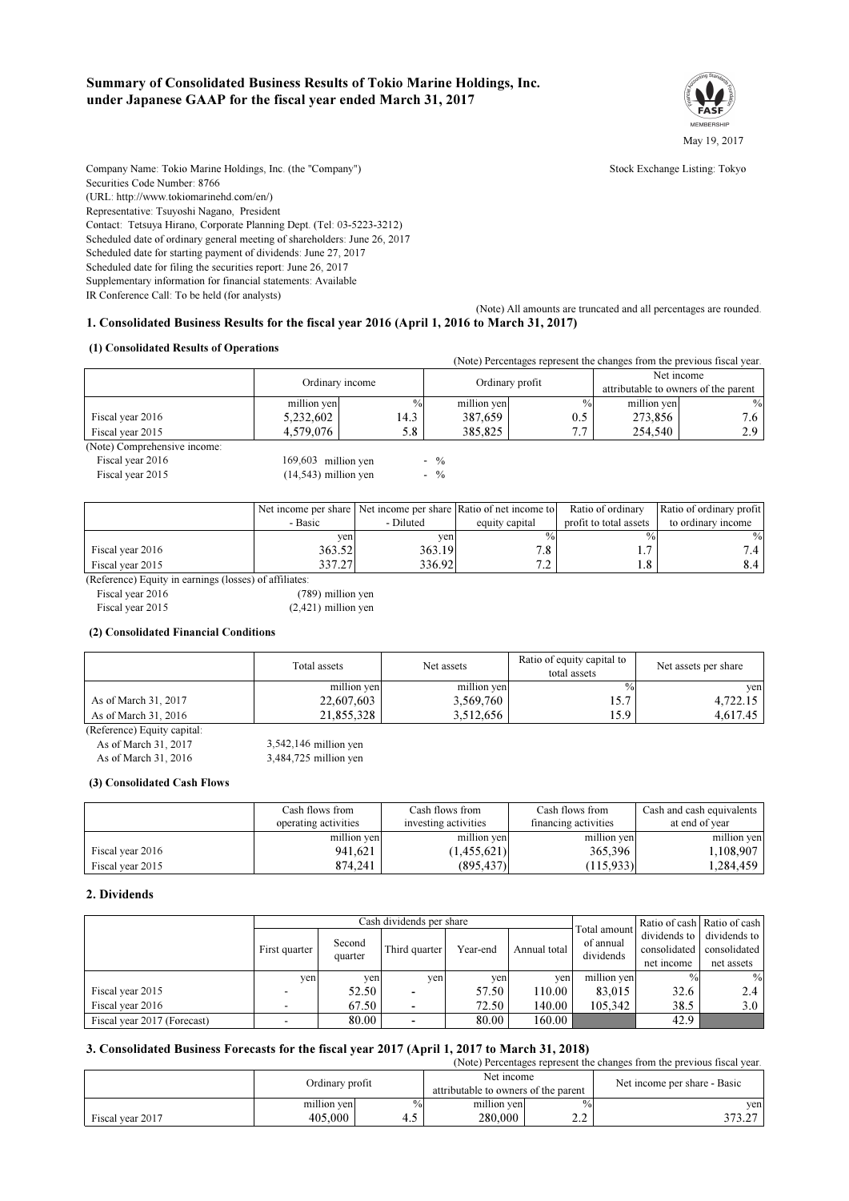# Summary of Consolidated Business Results of Tokio Marine Holdings, Inc. under Japanese GAAP for the fiscal year ended March 31, 2017

May 19, 2017

Company Name: Tokio Marine Holdings, Inc. (the "Company")

Stock Exchange Listing: Tokyo

Securities Code Number: 8766

(URL: http://www.tokiomarinehd.com/en/)

Representative: Tsuyoshi Nagano, President

Contact: Tetsuya Hirano, Corporate Planning Dept. (Tel: 03-5223-3212)

Scheduled date of ordinary general meeting of shareholders: June 26, 2017

Scheduled date for starting payment of dividends: June 27, 2017

Scheduled date for filing the securities report: June 26, 2017

Supplementary information for financial statements: Available

IR Conference Call: To be held (for analysts)

(Note) All amounts are truncated and all percentages are rounded.

## 1. Consolidated Business Results for the fiscal year 2016 (April 1, 2016 to March 31, 2017)

### (1) Consolidated Results of Operations

(Note) Percentages represent the changes from the previous fiscal year.

| | Ordinary income | | Ordinary profit | | Net income attributable to owners of the parent | |
|---|---|---|---|---|---|---|
| | million yen | % | million yen | % | million yen | % |
| Fiscal year 2016 | 5,232,602 | 14.3 | 387,659 | 0.5 | 273,856 | 7.6 |
| Fiscal year 2015 | 4,579,076 | 5.8 | 385,825 | 7.7 | 254,540 | 2.9 |

(Note) Comprehensive income:

Fiscal year 2016 169,603 million yen - %

Fiscal year 2015 (14,543) million yen - %

| | Net income per share - Basic | Net income per share - Diluted | Ratio of net income to equity capital | Ratio of ordinary profit to total assets | Ratio of ordinary profit to ordinary income |
|---|---|---|---|---|---|
| | yen | yen | % | % | % |
| Fiscal year 2016 | 363.52 | 363.19 | 7.8 | 1.7 | 7.4 |
| Fiscal year 2015 | 337.27 | 336.92 | 7.2 | 1.8 | 8.4 |

(Reference) Equity in earnings (losses) of affiliates:

Fiscal year 2016 (789) million yen

Fiscal year 2015 (2,421) million yen

### (2) Consolidated Financial Conditions

| | Total assets | Net assets | Ratio of equity capital to total assets | Net assets per share |
|---|---|---|---|---|
| | million yen | million yen | % | yen |
| As of March 31, 2017 | 22,607,603 | 3,569,760 | 15.7 | 4,722.15 |
| As of March 31, 2016 | 21,855,328 | 3,512,656 | 15.9 | 4,617.45 |

(Reference) Equity capital:

As of March 31, 2017 3,542,146 million yen

As of March 31, 2016 3,484,725 million yen

### (3) Consolidated Cash Flows

| | Cash flows from operating activities | Cash flows from investing activities | Cash flows from financing activities | Cash and cash equivalents at end of year |
|---|---|---|---|---|
| | million yen | million yen | million yen | million yen |
| Fiscal year 2016 | 941,621 | (1,455,621) | 365,396 | 1,108,907 |
| Fiscal year 2015 | 874,241 | (895,437) | (115,933) | 1,284,459 |

## 2. Dividends

| | Cash dividends per share | | | | | Total amount of annual dividends | Ratio of cash dividends to consolidated net income | Ratio of cash dividends to consolidated net assets |
|---|---|---|---|---|---|---|---|---|
| | First quarter | Second quarter | Third quarter | Year-end | Annual total | | | |
| | yen | yen | yen | yen | yen | million yen | % | % |
| Fiscal year 2015 | - | 52.50 | - | 57.50 | 110.00 | 83,015 | 32.6 | 2.4 |
| Fiscal year 2016 | - | 67.50 | - | 72.50 | 140.00 | 105,342 | 38.5 | 3.0 |
| Fiscal year 2017 (Forecast) | - | 80.00 | - | 80.00 | 160.00 | | 42.9 | |

## 3. Consolidated Business Forecasts for the fiscal year 2017 (April 1, 2017 to March 31, 2018)

(Note) Percentages represent the changes from the previous fiscal year.

| | Ordinary profit | | Net income attributable to owners of the parent | | Net income per share - Basic |
|---|---|---|---|---|---|
| | million yen | % | million yen | % | yen |
| Fiscal year 2017 | 405,000 | 4.5 | 280,000 | 2.2 | 373.27 |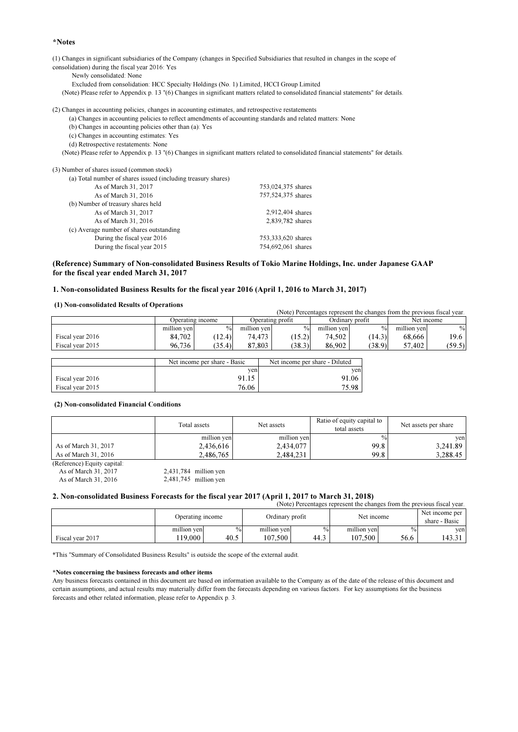**\*Notes**

(1) Changes in significant subsidiaries of the Company (changes in Specified Subsidiaries that resulted in changes in the scope of consolidation) during the fiscal year 2016: Yes

Newly consolidated: None

Excluded from consolidation: HCC Specialty Holdings (No. 1) Limited, HCCI Group Limited

(Note) Please refer to Appendix p. 13 "(6) Changes in significant matters related to consolidated financial statements" for details.

(2) Changes in accounting policies, changes in accounting estimates, and retrospective restatements

(a) Changes in accounting policies to reflect amendments of accounting standards and related matters: None

(b) Changes in accounting policies other than (a): Yes

(c) Changes in accounting estimates: Yes

(d) Retrospective restatements: None

(Note) Please refer to Appendix p. 13 "(6) Changes in significant matters related to consolidated financial statements" for details.

(3) Number of shares issued (common stock)

| | |
|---|---|
| (a) Total number of shares issued (including treasury shares) | |
| As of March 31, 2017 | 753,024,375 shares |
| As of March 31, 2016 | 757,524,375 shares |
| (b) Number of treasury shares held | |
| As of March 31, 2017 | 2,912,404 shares |
| As of March 31, 2016 | 2,839,782 shares |
| (c) Average number of shares outstanding | |
| During the fiscal year 2016 | 753,333,620 shares |
| During the fiscal year 2015 | 754,692,061 shares |

## (Reference) Summary of Non-consolidated Business Results of Tokio Marine Holdings, Inc. under Japanese GAAP for the fiscal year ended March 31, 2017

### 1. Non-consolidated Business Results for the fiscal year 2016 (April 1, 2016 to March 31, 2017)

#### (1) Non-consolidated Results of Operations

(Note) Percentages represent the changes from the previous fiscal year.

| | Operating income | | Operating profit | | Ordinary profit | | Net income | |
|---|---|---|---|---|---|---|---|---|
| | million yen | % | million yen | % | million yen | % | million yen | % |
| Fiscal year 2016 | 84,702 | (12.4) | 74,473 | (15.2) | 74,502 | (14.3) | 68,666 | 19.6 |
| Fiscal year 2015 | 96,736 | (35.4) | 87,803 | (38.3) | 86,902 | (38.9) | 57,402 | (59.5) |

| | Net income per share - Basic | Net income per share - Diluted |
|---|---|---|
| | yen | yen |
| Fiscal year 2016 | 91.15 | 91.06 |
| Fiscal year 2015 | 76.06 | 75.98 |

#### (2) Non-consolidated Financial Conditions

| | Total assets | Net assets | Ratio of equity capital to total assets | Net assets per share |
|---|---|---|---|---|
| | million yen | million yen | % | yen |
| As of March 31, 2017 | 2,436,616 | 2,434,077 | 99.8 | 3,241.89 |
| As of March 31, 2016 | 2,486,765 | 2,484,231 | 99.8 | 3,288.45 |

(Reference) Equity capital:

As of March 31, 2017 2,431,784 million yen

As of March 31, 2016 2,481,745 million yen

### 2. Non-consolidated Business Forecasts for the fiscal year 2017 (April 1, 2017 to March 31, 2018)

(Note) Percentages represent the changes from the previous fiscal year.

| | Operating income | | Ordinary profit | | Net income | | Net income per share - Basic |
|---|---|---|---|---|---|---|---|
| | million yen | % | million yen | % | million yen | % | yen |
| Fiscal year 2017 | 119,000 | 40.5 | 107,500 | 44.3 | 107,500 | 56.6 | 143.31 |

\*This "Summary of Consolidated Business Results" is outside the scope of the external audit.

**\*Notes concerning the business forecasts and other items**

Any business forecasts contained in this document are based on information available to the Company as of the date of the release of this document and certain assumptions, and actual results may materially differ from the forecasts depending on various factors. For key assumptions for the business forecasts and other related information, please refer to Appendix p. 3.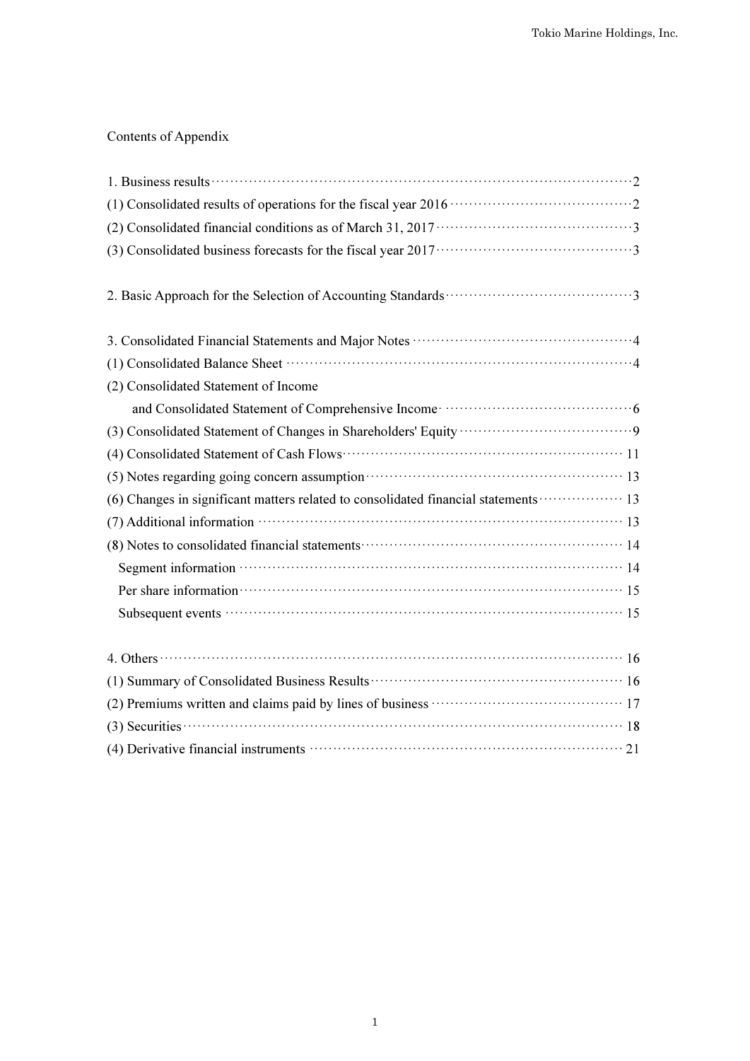## Contents of Appendix

| | |
|---|---|
| 1. Business results | 2 |
| (1) Consolidated results of operations for the fiscal year 2016 | 2 |
| (2) Consolidated financial conditions as of March 31, 2017 | 3 |
| (3) Consolidated business forecasts for the fiscal year 2017 | 3 |
| | |
| 2. Basic Approach for the Selection of Accounting Standards | 3 |
| | |
| 3. Consolidated Financial Statements and Major Notes | 4 |
| (1) Consolidated Balance Sheet | 4 |
| (2) Consolidated Statement of Income and Consolidated Statement of Comprehensive Income | 6 |
| (3) Consolidated Statement of Changes in Shareholders' Equity | 9 |
| (4) Consolidated Statement of Cash Flows | 11 |
| (5) Notes regarding going concern assumption | 13 |
| (6) Changes in significant matters related to consolidated financial statements | 13 |
| (7) Additional information | 13 |
| (8) Notes to consolidated financial statements | 14 |
| Segment information | 14 |
| Per share information | 15 |
| Subsequent events | 15 |
| | |
| 4. Others | 16 |
| (1) Summary of Consolidated Business Results | 16 |
| (2) Premiums written and claims paid by lines of business | 17 |
| (3) Securities | 18 |
| (4) Derivative financial instruments | 21 |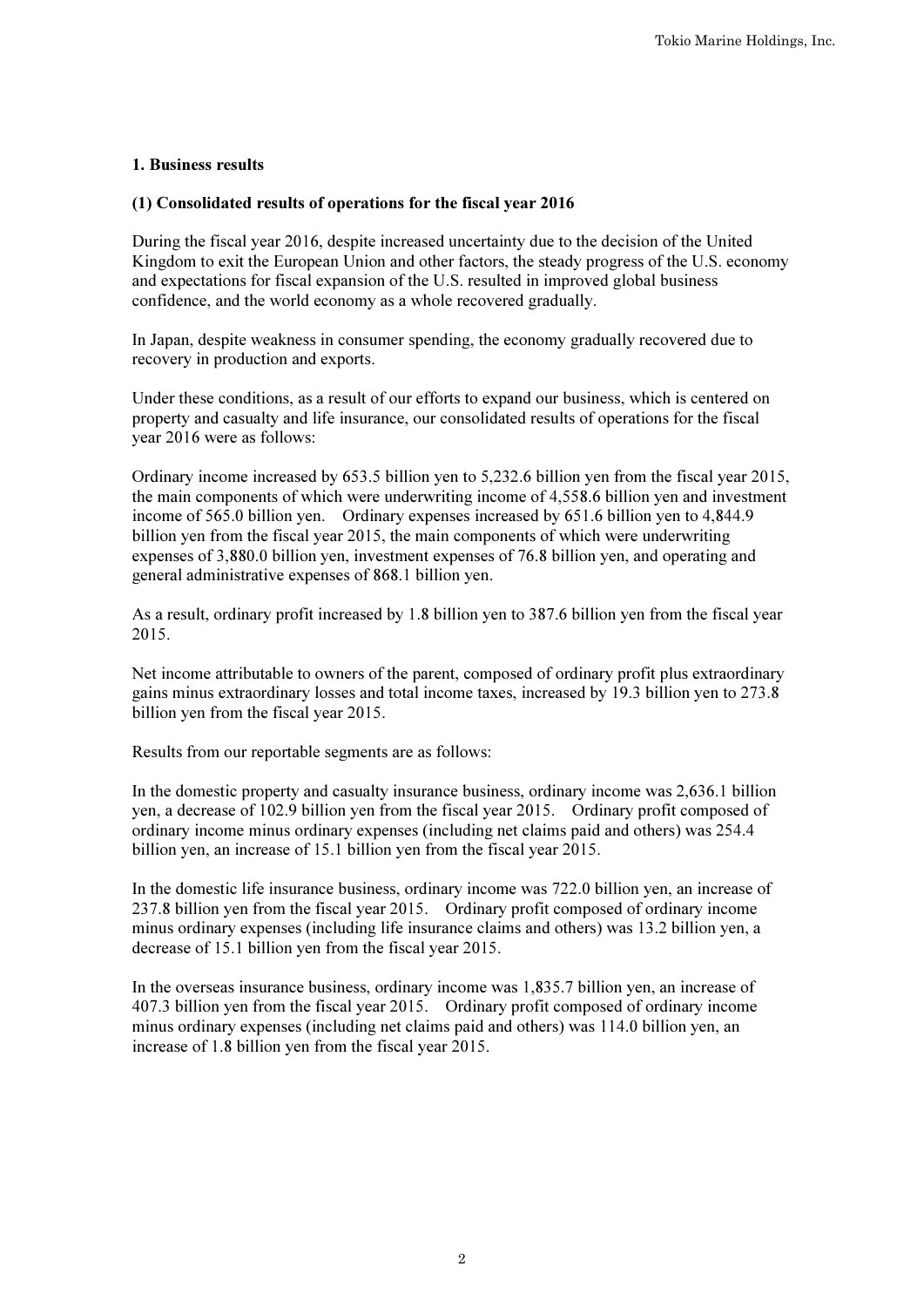## 1. Business results

### (1) Consolidated results of operations for the fiscal year 2016

During the fiscal year 2016, despite increased uncertainty due to the decision of the United Kingdom to exit the European Union and other factors, the steady progress of the U.S. economy and expectations for fiscal expansion of the U.S. resulted in improved global business confidence, and the world economy as a whole recovered gradually.

In Japan, despite weakness in consumer spending, the economy gradually recovered due to recovery in production and exports.

Under these conditions, as a result of our efforts to expand our business, which is centered on property and casualty and life insurance, our consolidated results of operations for the fiscal year 2016 were as follows:

Ordinary income increased by 653.5 billion yen to 5,232.6 billion yen from the fiscal year 2015, the main components of which were underwriting income of 4,558.6 billion yen and investment income of 565.0 billion yen. Ordinary expenses increased by 651.6 billion yen to 4,844.9 billion yen from the fiscal year 2015, the main components of which were underwriting expenses of 3,880.0 billion yen, investment expenses of 76.8 billion yen, and operating and general administrative expenses of 868.1 billion yen.

As a result, ordinary profit increased by 1.8 billion yen to 387.6 billion yen from the fiscal year 2015.

Net income attributable to owners of the parent, composed of ordinary profit plus extraordinary gains minus extraordinary losses and total income taxes, increased by 19.3 billion yen to 273.8 billion yen from the fiscal year 2015.

Results from our reportable segments are as follows:

In the domestic property and casualty insurance business, ordinary income was 2,636.1 billion yen, a decrease of 102.9 billion yen from the fiscal year 2015. Ordinary profit composed of ordinary income minus ordinary expenses (including net claims paid and others) was 254.4 billion yen, an increase of 15.1 billion yen from the fiscal year 2015.

In the domestic life insurance business, ordinary income was 722.0 billion yen, an increase of 237.8 billion yen from the fiscal year 2015. Ordinary profit composed of ordinary income minus ordinary expenses (including life insurance claims and others) was 13.2 billion yen, a decrease of 15.1 billion yen from the fiscal year 2015.

In the overseas insurance business, ordinary income was 1,835.7 billion yen, an increase of 407.3 billion yen from the fiscal year 2015. Ordinary profit composed of ordinary income minus ordinary expenses (including net claims paid and others) was 114.0 billion yen, an increase of 1.8 billion yen from the fiscal year 2015.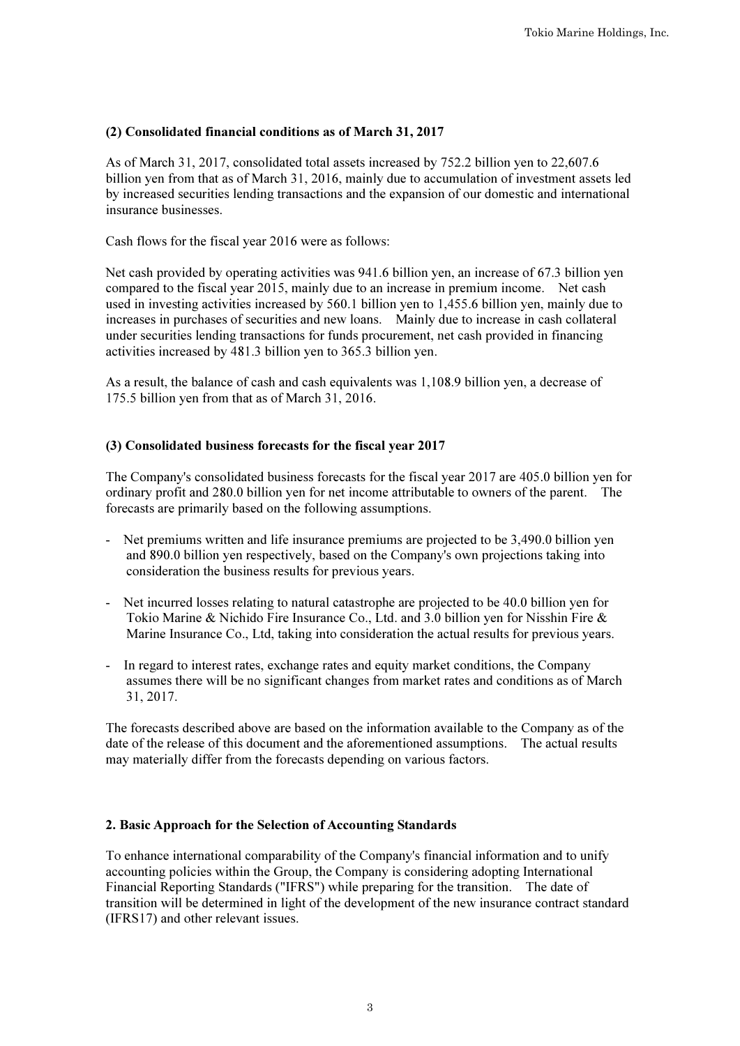### (2) Consolidated financial conditions as of March 31, 2017

As of March 31, 2017, consolidated total assets increased by 752.2 billion yen to 22,607.6 billion yen from that as of March 31, 2016, mainly due to accumulation of investment assets led by increased securities lending transactions and the expansion of our domestic and international insurance businesses.

Cash flows for the fiscal year 2016 were as follows:

Net cash provided by operating activities was 941.6 billion yen, an increase of 67.3 billion yen compared to the fiscal year 2015, mainly due to an increase in premium income. Net cash used in investing activities increased by 560.1 billion yen to 1,455.6 billion yen, mainly due to increases in purchases of securities and new loans. Mainly due to increase in cash collateral under securities lending transactions for funds procurement, net cash provided in financing activities increased by 481.3 billion yen to 365.3 billion yen.

As a result, the balance of cash and cash equivalents was 1,108.9 billion yen, a decrease of 175.5 billion yen from that as of March 31, 2016.

### (3) Consolidated business forecasts for the fiscal year 2017

The Company's consolidated business forecasts for the fiscal year 2017 are 405.0 billion yen for ordinary profit and 280.0 billion yen for net income attributable to owners of the parent. The forecasts are primarily based on the following assumptions.

- Net premiums written and life insurance premiums are projected to be 3,490.0 billion yen and 890.0 billion yen respectively, based on the Company's own projections taking into consideration the business results for previous years.
- Net incurred losses relating to natural catastrophe are projected to be 40.0 billion yen for Tokio Marine & Nichido Fire Insurance Co., Ltd. and 3.0 billion yen for Nisshin Fire & Marine Insurance Co., Ltd, taking into consideration the actual results for previous years.
- In regard to interest rates, exchange rates and equity market conditions, the Company assumes there will be no significant changes from market rates and conditions as of March 31, 2017.

The forecasts described above are based on the information available to the Company as of the date of the release of this document and the aforementioned assumptions. The actual results may materially differ from the forecasts depending on various factors.

## 2. Basic Approach for the Selection of Accounting Standards

To enhance international comparability of the Company's financial information and to unify accounting policies within the Group, the Company is considering adopting International Financial Reporting Standards ("IFRS") while preparing for the transition. The date of transition will be determined in light of the development of the new insurance contract standard (IFRS17) and other relevant issues.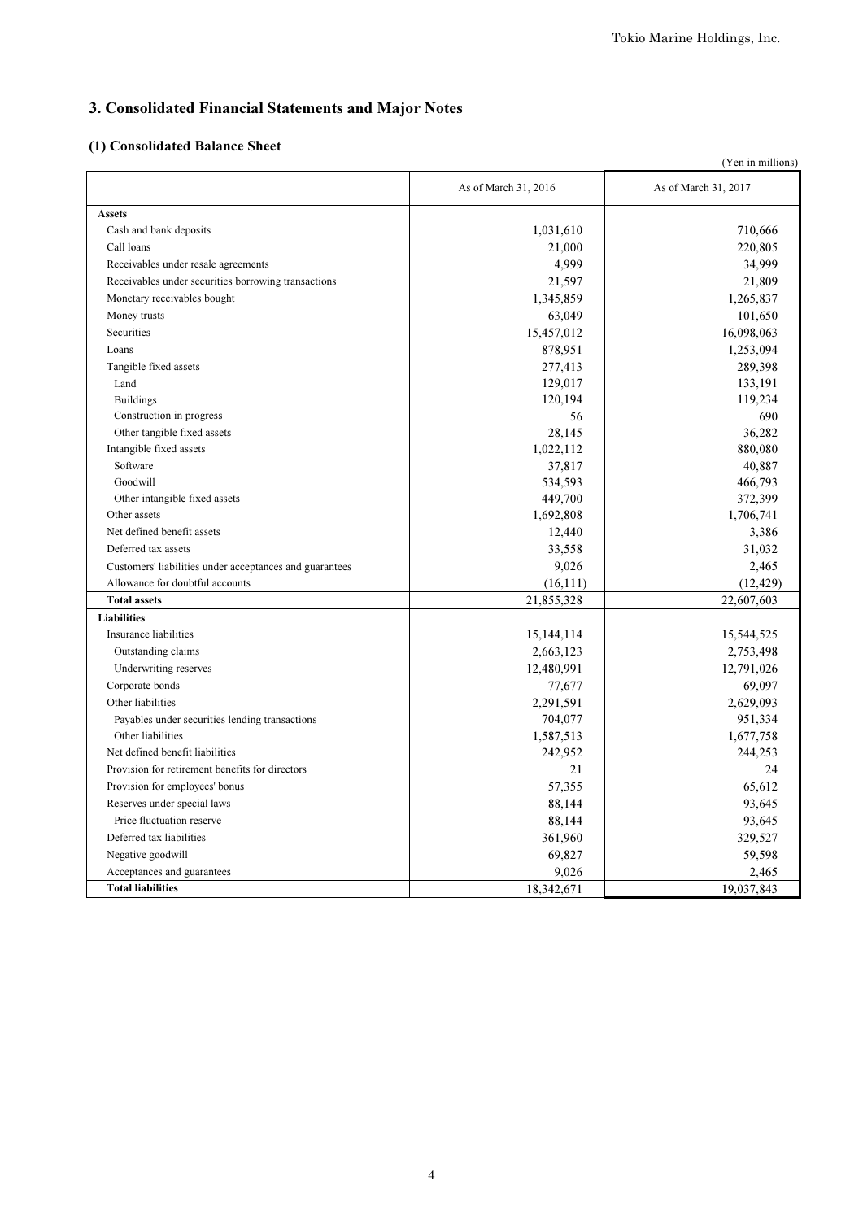## 3. Consolidated Financial Statements and Major Notes

### (1) Consolidated Balance Sheet

(Yen in millions)

| | As of March 31, 2016 | As of March 31, 2017 |
|---|---|---|
| **Assets** | | |
| Cash and bank deposits | 1,031,610 | 710,666 |
| Call loans | 21,000 | 220,805 |
| Receivables under resale agreements | 4,999 | 34,999 |
| Receivables under securities borrowing transactions | 21,597 | 21,809 |
| Monetary receivables bought | 1,345,859 | 1,265,837 |
| Money trusts | 63,049 | 101,650 |
| Securities | 15,457,012 | 16,098,063 |
| Loans | 878,951 | 1,253,094 |
| Tangible fixed assets | 277,413 | 289,398 |
| Land | 129,017 | 133,191 |
| Buildings | 120,194 | 119,234 |
| Construction in progress | 56 | 690 |
| Other tangible fixed assets | 28,145 | 36,282 |
| Intangible fixed assets | 1,022,112 | 880,080 |
| Software | 37,817 | 40,887 |
| Goodwill | 534,593 | 466,793 |
| Other intangible fixed assets | 449,700 | 372,399 |
| Other assets | 1,692,808 | 1,706,741 |
| Net defined benefit assets | 12,440 | 3,386 |
| Deferred tax assets | 33,558 | 31,032 |
| Customers' liabilities under acceptances and guarantees | 9,026 | 2,465 |
| Allowance for doubtful accounts | (16,111) | (12,429) |
| **Total assets** | 21,855,328 | 22,607,603 |
| **Liabilities** | | |
| Insurance liabilities | 15,144,114 | 15,544,525 |
| Outstanding claims | 2,663,123 | 2,753,498 |
| Underwriting reserves | 12,480,991 | 12,791,026 |
| Corporate bonds | 77,677 | 69,097 |
| Other liabilities | 2,291,591 | 2,629,093 |
| Payables under securities lending transactions | 704,077 | 951,334 |
| Other liabilities | 1,587,513 | 1,677,758 |
| Net defined benefit liabilities | 242,952 | 244,253 |
| Provision for retirement benefits for directors | 21 | 24 |
| Provision for employees' bonus | 57,355 | 65,612 |
| Reserves under special laws | 88,144 | 93,645 |
| Price fluctuation reserve | 88,144 | 93,645 |
| Deferred tax liabilities | 361,960 | 329,527 |
| Negative goodwill | 69,827 | 59,598 |
| Acceptances and guarantees | 9,026 | 2,465 |
| **Total liabilities** | 18,342,671 | 19,037,843 |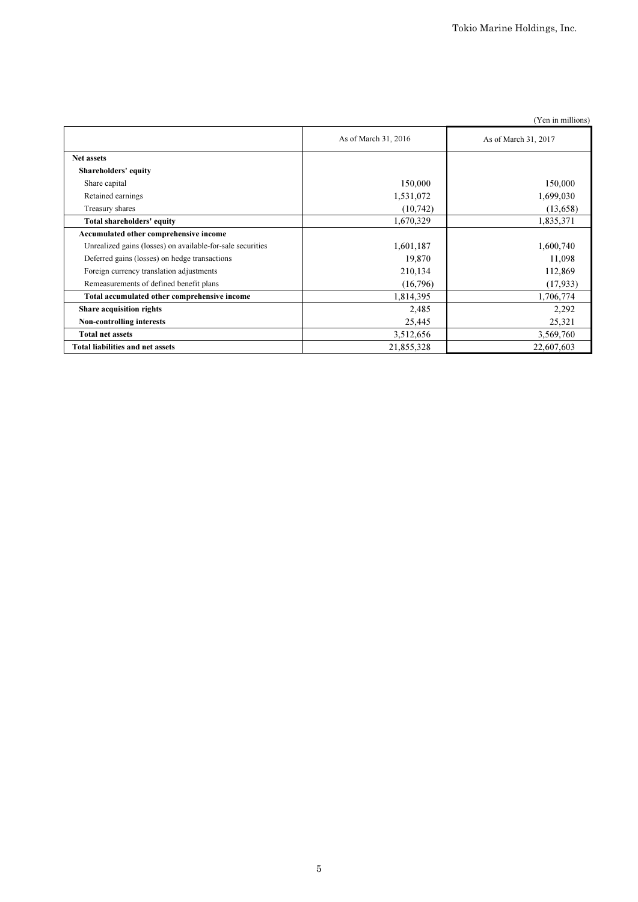(Yen in millions)

| | As of March 31, 2016 | As of March 31, 2017 |
|---|---|---|
| **Net assets** | | |
| **Shareholders' equity** | | |
| Share capital | 150,000 | 150,000 |
| Retained earnings | 1,531,072 | 1,699,030 |
| Treasury shares | (10,742) | (13,658) |
| **Total shareholders' equity** | 1,670,329 | 1,835,371 |
| **Accumulated other comprehensive income** | | |
| Unrealized gains (losses) on available-for-sale securities | 1,601,187 | 1,600,740 |
| Deferred gains (losses) on hedge transactions | 19,870 | 11,098 |
| Foreign currency translation adjustments | 210,134 | 112,869 |
| Remeasurements of defined benefit plans | (16,796) | (17,933) |
| **Total accumulated other comprehensive income** | 1,814,395 | 1,706,774 |
| **Share acquisition rights** | 2,485 | 2,292 |
| **Non-controlling interests** | 25,445 | 25,321 |
| **Total net assets** | 3,512,656 | 3,569,760 |
| **Total liabilities and net assets** | 21,855,328 | 22,607,603 |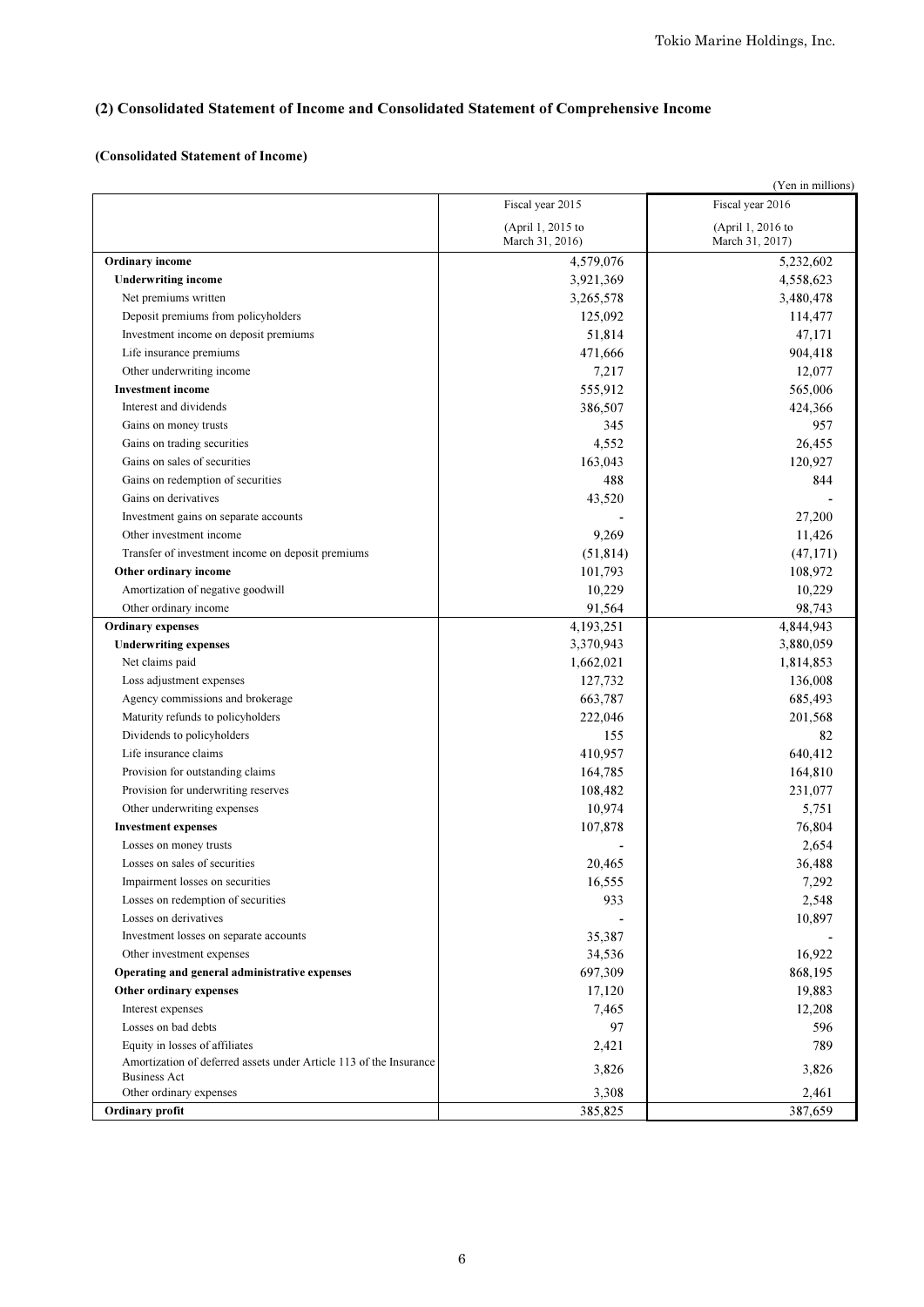## (2) Consolidated Statement of Income and Consolidated Statement of Comprehensive Income

### (Consolidated Statement of Income)

(Yen in millions)

| | Fiscal year 2015 (April 1, 2015 to March 31, 2016) | Fiscal year 2016 (April 1, 2016 to March 31, 2017) |
|---|---|---|
| **Ordinary income** | 4,579,076 | 5,232,602 |
| **Underwriting income** | 3,921,369 | 4,558,623 |
| Net premiums written | 3,265,578 | 3,480,478 |
| Deposit premiums from policyholders | 125,092 | 114,477 |
| Investment income on deposit premiums | 51,814 | 47,171 |
| Life insurance premiums | 471,666 | 904,418 |
| Other underwriting income | 7,217 | 12,077 |
| **Investment income** | 555,912 | 565,006 |
| Interest and dividends | 386,507 | 424,366 |
| Gains on money trusts | 345 | 957 |
| Gains on trading securities | 4,552 | 26,455 |
| Gains on sales of securities | 163,043 | 120,927 |
| Gains on redemption of securities | 488 | 844 |
| Gains on derivatives | 43,520 | - |
| Investment gains on separate accounts | - | 27,200 |
| Other investment income | 9,269 | 11,426 |
| Transfer of investment income on deposit premiums | (51,814) | (47,171) |
| **Other ordinary income** | 101,793 | 108,972 |
| Amortization of negative goodwill | 10,229 | 10,229 |
| Other ordinary income | 91,564 | 98,743 |
| **Ordinary expenses** | 4,193,251 | 4,844,943 |
| **Underwriting expenses** | 3,370,943 | 3,880,059 |
| Net claims paid | 1,662,021 | 1,814,853 |
| Loss adjustment expenses | 127,732 | 136,008 |
| Agency commissions and brokerage | 663,787 | 685,493 |
| Maturity refunds to policyholders | 222,046 | 201,568 |
| Dividends to policyholders | 155 | 82 |
| Life insurance claims | 410,957 | 640,412 |
| Provision for outstanding claims | 164,785 | 164,810 |
| Provision for underwriting reserves | 108,482 | 231,077 |
| Other underwriting expenses | 10,974 | 5,751 |
| **Investment expenses** | 107,878 | 76,804 |
| Losses on money trusts | - | 2,654 |
| Losses on sales of securities | 20,465 | 36,488 |
| Impairment losses on securities | 16,555 | 7,292 |
| Losses on redemption of securities | 933 | 2,548 |
| Losses on derivatives | - | 10,897 |
| Investment losses on separate accounts | 35,387 | - |
| Other investment expenses | 34,536 | 16,922 |
| **Operating and general administrative expenses** | 697,309 | 868,195 |
| **Other ordinary expenses** | 17,120 | 19,883 |
| Interest expenses | 7,465 | 12,208 |
| Losses on bad debts | 97 | 596 |
| Equity in losses of affiliates | 2,421 | 789 |
| Amortization of deferred assets under Article 113 of the Insurance Business Act | 3,826 | 3,826 |
| Other ordinary expenses | 3,308 | 2,461 |
| **Ordinary profit** | 385,825 | 387,659 |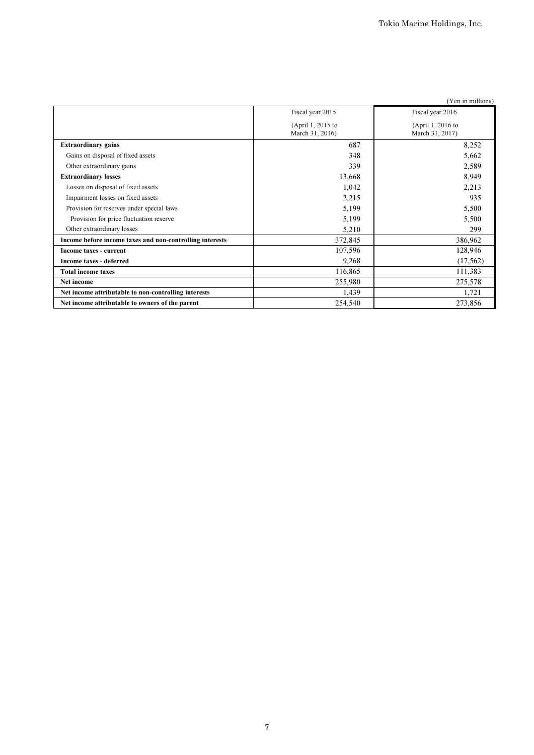(Yen in millions)

| | Fiscal year 2015 (April 1, 2015 to March 31, 2016) | Fiscal year 2016 (April 1, 2016 to March 31, 2017) |
|---|---|---|
| **Extraordinary gains** | 687 | 8,252 |
| Gains on disposal of fixed assets | 348 | 5,662 |
| Other extraordinary gains | 339 | 2,589 |
| **Extraordinary losses** | 13,668 | 8,949 |
| Losses on disposal of fixed assets | 1,042 | 2,213 |
| Impairment losses on fixed assets | 2,215 | 935 |
| Provision for reserves under special laws | 5,199 | 5,500 |
| Provision for price fluctuation reserve | 5,199 | 5,500 |
| Other extraordinary losses | 5,210 | 299 |
| **Income before income taxes and non-controlling interests** | 372,845 | 386,962 |
| **Income taxes - current** | 107,596 | 128,946 |
| **Income taxes - deferred** | 9,268 | (17,562) |
| **Total income taxes** | 116,865 | 111,383 |
| **Net income** | 255,980 | 275,578 |
| **Net income attributable to non-controlling interests** | 1,439 | 1,721 |
| **Net income attributable to owners of the parent** | 254,540 | 273,856 |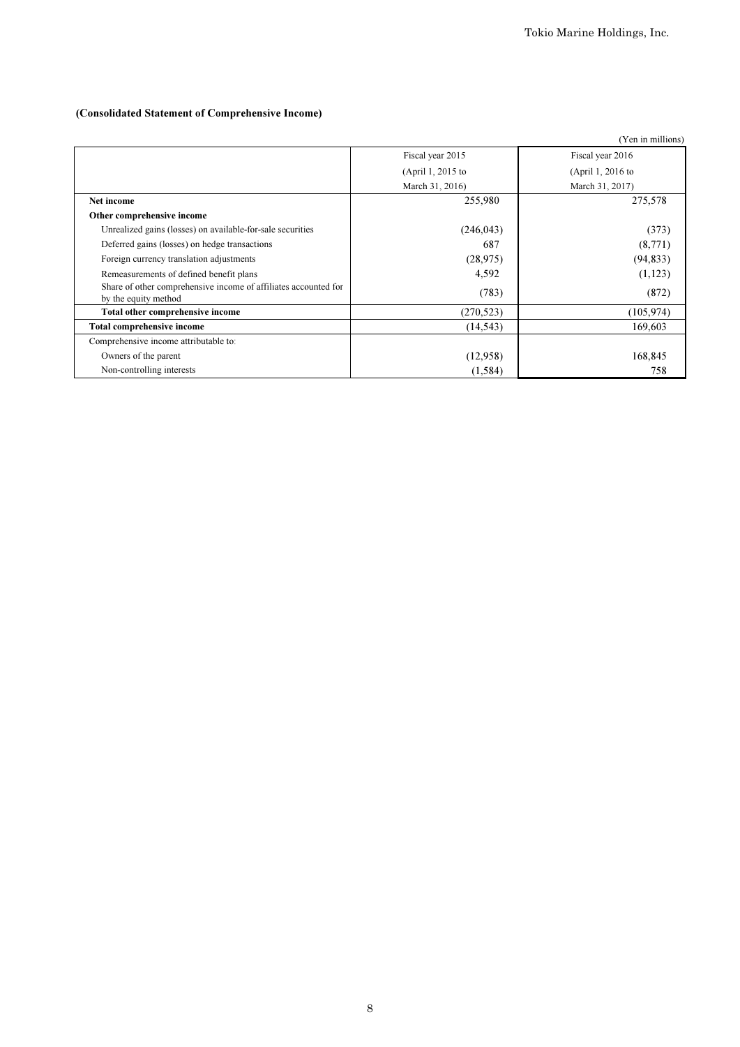**(Consolidated Statement of Comprehensive Income)**

(Yen in millions)

| | Fiscal year 2015 (April 1, 2015 to March 31, 2016) | Fiscal year 2016 (April 1, 2016 to March 31, 2017) |
|---|---|---|
| **Net income** | 255,980 | 275,578 |
| **Other comprehensive income** | | |
| Unrealized gains (losses) on available-for-sale securities | (246,043) | (373) |
| Deferred gains (losses) on hedge transactions | 687 | (8,771) |
| Foreign currency translation adjustments | (28,975) | (94,833) |
| Remeasurements of defined benefit plans | 4,592 | (1,123) |
| Share of other comprehensive income of affiliates accounted for by the equity method | (783) | (872) |
| **Total other comprehensive income** | (270,523) | (105,974) |
| **Total comprehensive income** | (14,543) | 169,603 |
| Comprehensive income attributable to: | | |
| Owners of the parent | (12,958) | 168,845 |
| Non-controlling interests | (1,584) | 758 |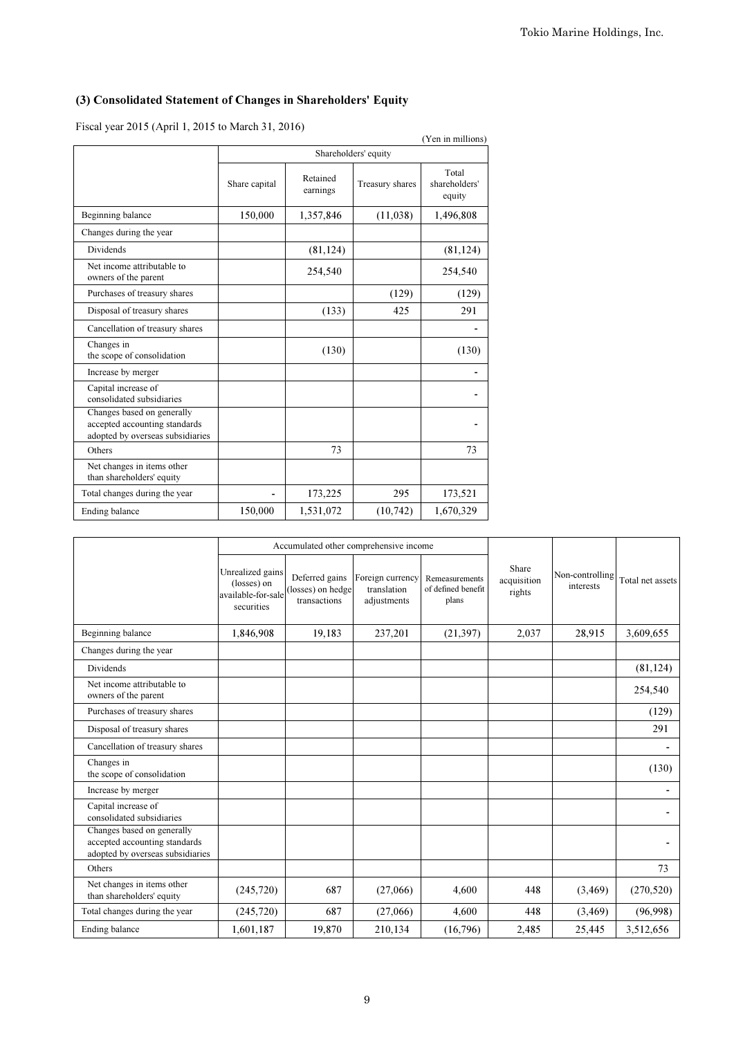### (3) Consolidated Statement of Changes in Shareholders' Equity

Fiscal year 2015 (April 1, 2015 to March 31, 2016)

(Yen in millions)

| | Shareholders' equity | | | |
|---|---|---|---|---|
| | Share capital | Retained earnings | Treasury shares | Total shareholders' equity |
| Beginning balance | 150,000 | 1,357,846 | (11,038) | 1,496,808 |
| Changes during the year | | | | |
| Dividends | | (81,124) | | (81,124) |
| Net income attributable to owners of the parent | | 254,540 | | 254,540 |
| Purchases of treasury shares | | | (129) | (129) |
| Disposal of treasury shares | | (133) | 425 | 291 |
| Cancellation of treasury shares | | | | - |
| Changes in the scope of consolidation | | (130) | | (130) |
| Increase by merger | | | | - |
| Capital increase of consolidated subsidiaries | | | | - |
| Changes based on generally accepted accounting standards adopted by overseas subsidiaries | | | | - |
| Others | | 73 | | 73 |
| Net changes in items other than shareholders' equity | | | | |
| Total changes during the year | - | 173,225 | 295 | 173,521 |
| Ending balance | 150,000 | 1,531,072 | (10,742) | 1,670,329 |

| | Accumulated other comprehensive income | | | | Share acquisition rights | Non-controlling interests | Total net assets |
|---|---|---|---|---|---|---|---|
| | Unrealized gains (losses) on available-for-sale securities | Deferred gains (losses) on hedge transactions | Foreign currency translation adjustments | Remeasurements of defined benefit plans | | | |
| Beginning balance | 1,846,908 | 19,183 | 237,201 | (21,397) | 2,037 | 28,915 | 3,609,655 |
| Changes during the year | | | | | | | |
| Dividends | | | | | | | (81,124) |
| Net income attributable to owners of the parent | | | | | | | 254,540 |
| Purchases of treasury shares | | | | | | | (129) |
| Disposal of treasury shares | | | | | | | 291 |
| Cancellation of treasury shares | | | | | | | - |
| Changes in the scope of consolidation | | | | | | | (130) |
| Increase by merger | | | | | | | - |
| Capital increase of consolidated subsidiaries | | | | | | | - |
| Changes based on generally accepted accounting standards adopted by overseas subsidiaries | | | | | | | - |
| Others | | | | | | | 73 |
| Net changes in items other than shareholders' equity | (245,720) | 687 | (27,066) | 4,600 | 448 | (3,469) | (270,520) |
| Total changes during the year | (245,720) | 687 | (27,066) | 4,600 | 448 | (3,469) | (96,998) |
| Ending balance | 1,601,187 | 19,870 | 210,134 | (16,796) | 2,485 | 25,445 | 3,512,656 |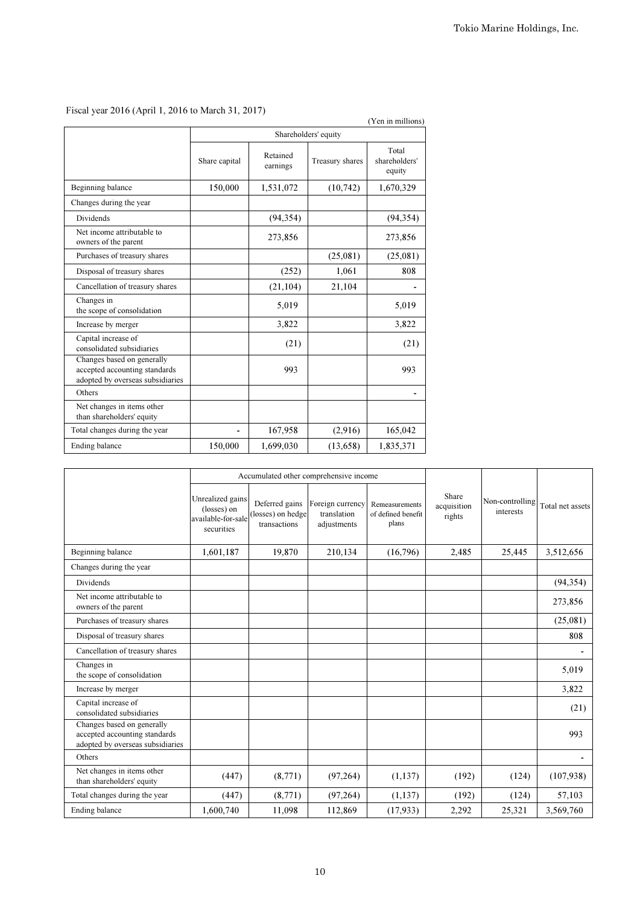Fiscal year 2016 (April 1, 2016 to March 31, 2017)

(Yen in millions)

| | Shareholders' equity | | | |
|---|---|---|---|---|
| | Share capital | Retained earnings | Treasury shares | Total shareholders' equity |
| Beginning balance | 150,000 | 1,531,072 | (10,742) | 1,670,329 |
| Changes during the year | | | | |
| Dividends | | (94,354) | | (94,354) |
| Net income attributable to owners of the parent | | 273,856 | | 273,856 |
| Purchases of treasury shares | | | (25,081) | (25,081) |
| Disposal of treasury shares | | (252) | 1,061 | 808 |
| Cancellation of treasury shares | | (21,104) | 21,104 | - |
| Changes in the scope of consolidation | | 5,019 | | 5,019 |
| Increase by merger | | 3,822 | | 3,822 |
| Capital increase of consolidated subsidiaries | | (21) | | (21) |
| Changes based on generally accepted accounting standards adopted by overseas subsidiaries | | 993 | | 993 |
| Others | | | | - |
| Net changes in items other than shareholders' equity | | | | |
| Total changes during the year | - | 167,958 | (2,916) | 165,042 |
| Ending balance | 150,000 | 1,699,030 | (13,658) | 1,835,371 |

| | Accumulated other comprehensive income | | | | Share acquisition rights | Non-controlling interests | Total net assets |
|---|---|---|---|---|---|---|---|
| | Unrealized gains (losses) on available-for-sale securities | Deferred gains (losses) on hedge transactions | Foreign currency translation adjustments | Remeasurements of defined benefit plans | | | |
| Beginning balance | 1,601,187 | 19,870 | 210,134 | (16,796) | 2,485 | 25,445 | 3,512,656 |
| Changes during the year | | | | | | | |
| Dividends | | | | | | | (94,354) |
| Net income attributable to owners of the parent | | | | | | | 273,856 |
| Purchases of treasury shares | | | | | | | (25,081) |
| Disposal of treasury shares | | | | | | | 808 |
| Cancellation of treasury shares | | | | | | | - |
| Changes in the scope of consolidation | | | | | | | 5,019 |
| Increase by merger | | | | | | | 3,822 |
| Capital increase of consolidated subsidiaries | | | | | | | (21) |
| Changes based on generally accepted accounting standards adopted by overseas subsidiaries | | | | | | | 993 |
| Others | | | | | | | - |
| Net changes in items other than shareholders' equity | (447) | (8,771) | (97,264) | (1,137) | (192) | (124) | (107,938) |
| Total changes during the year | (447) | (8,771) | (97,264) | (1,137) | (192) | (124) | 57,103 |
| Ending balance | 1,600,740 | 11,098 | 112,869 | (17,933) | 2,292 | 25,321 | 3,569,760 |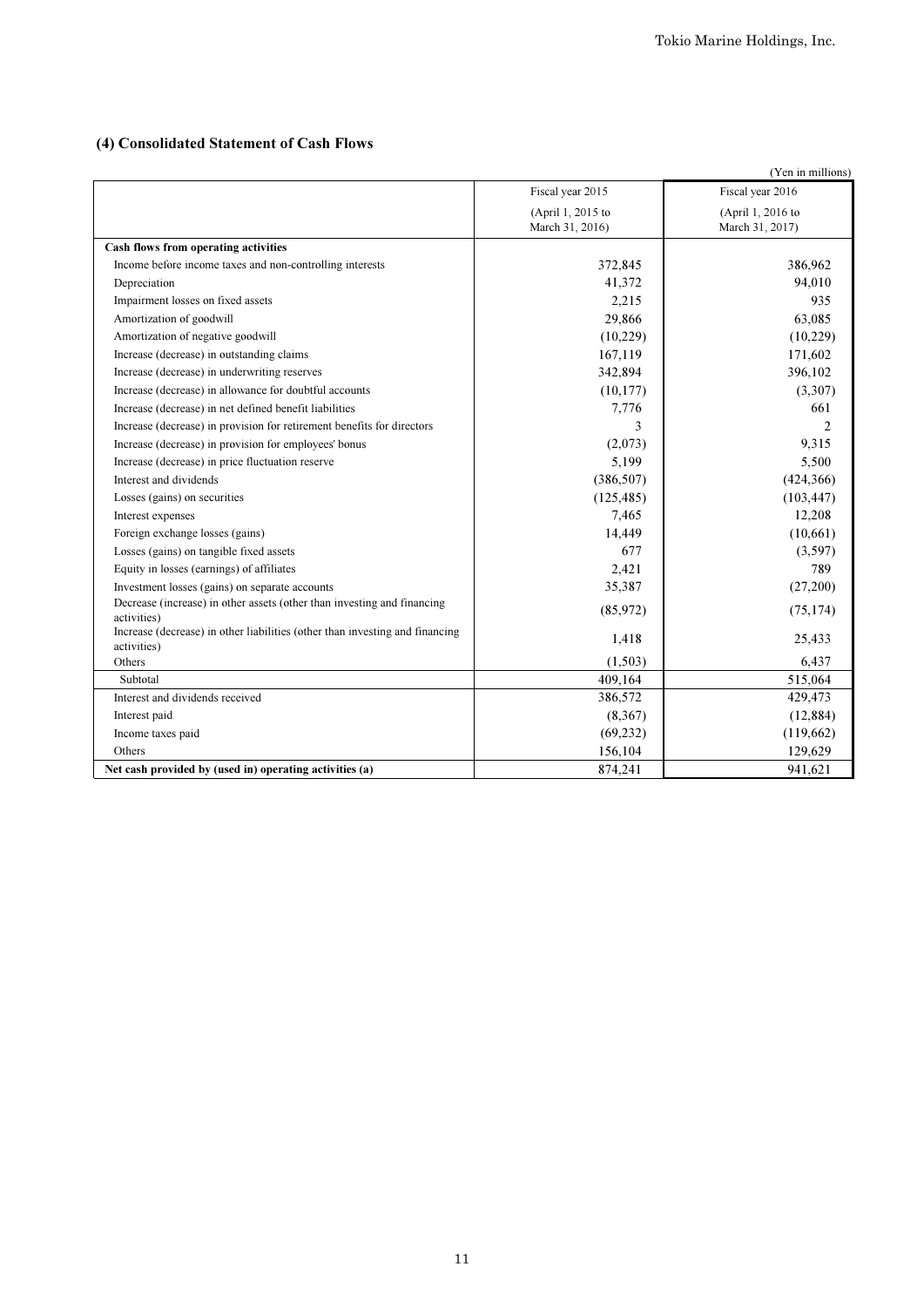## (4) Consolidated Statement of Cash Flows

(Yen in millions)

| | Fiscal year 2015 (April 1, 2015 to March 31, 2016) | Fiscal year 2016 (April 1, 2016 to March 31, 2017) |
|---|---|---|
| **Cash flows from operating activities** | | |
| Income before income taxes and non-controlling interests | 372,845 | 386,962 |
| Depreciation | 41,372 | 94,010 |
| Impairment losses on fixed assets | 2,215 | 935 |
| Amortization of goodwill | 29,866 | 63,085 |
| Amortization of negative goodwill | (10,229) | (10,229) |
| Increase (decrease) in outstanding claims | 167,119 | 171,602 |
| Increase (decrease) in underwriting reserves | 342,894 | 396,102 |
| Increase (decrease) in allowance for doubtful accounts | (10,177) | (3,307) |
| Increase (decrease) in net defined benefit liabilities | 7,776 | 661 |
| Increase (decrease) in provision for retirement benefits for directors | 3 | 2 |
| Increase (decrease) in provision for employees' bonus | (2,073) | 9,315 |
| Increase (decrease) in price fluctuation reserve | 5,199 | 5,500 |
| Interest and dividends | (386,507) | (424,366) |
| Losses (gains) on securities | (125,485) | (103,447) |
| Interest expenses | 7,465 | 12,208 |
| Foreign exchange losses (gains) | 14,449 | (10,661) |
| Losses (gains) on tangible fixed assets | 677 | (3,597) |
| Equity in losses (earnings) of affiliates | 2,421 | 789 |
| Investment losses (gains) on separate accounts | 35,387 | (27,200) |
| Decrease (increase) in other assets (other than investing and financing activities) | (85,972) | (75,174) |
| Increase (decrease) in other liabilities (other than investing and financing activities) | 1,418 | 25,433 |
| Others | (1,503) | 6,437 |
| Subtotal | 409,164 | 515,064 |
| Interest and dividends received | 386,572 | 429,473 |
| Interest paid | (8,367) | (12,884) |
| Income taxes paid | (69,232) | (119,662) |
| Others | 156,104 | 129,629 |
| **Net cash provided by (used in) operating activities (a)** | 874,241 | 941,621 |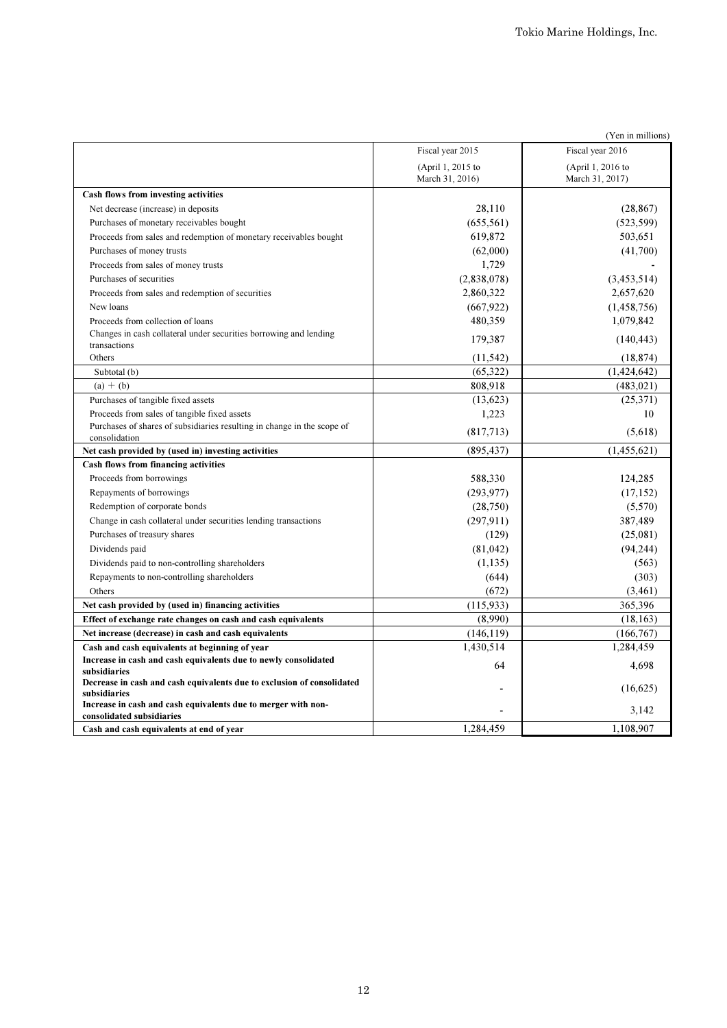(Yen in millions)

| | Fiscal year 2015 (April 1, 2015 to March 31, 2016) | Fiscal year 2016 (April 1, 2016 to March 31, 2017) |
|---|---|---|
| **Cash flows from investing activities** | | |
| Net decrease (increase) in deposits | 28,110 | (28,867) |
| Purchases of monetary receivables bought | (655,561) | (523,599) |
| Proceeds from sales and redemption of monetary receivables bought | 619,872 | 503,651 |
| Purchases of money trusts | (62,000) | (41,700) |
| Proceeds from sales of money trusts | 1,729 | - |
| Purchases of securities | (2,838,078) | (3,453,514) |
| Proceeds from sales and redemption of securities | 2,860,322 | 2,657,620 |
| New loans | (667,922) | (1,458,756) |
| Proceeds from collection of loans | 480,359 | 1,079,842 |
| Changes in cash collateral under securities borrowing and lending transactions | 179,387 | (140,443) |
| Others | (11,542) | (18,874) |
| Subtotal (b) | (65,322) | (1,424,642) |
| (a) + (b) | 808,918 | (483,021) |
| Purchases of tangible fixed assets | (13,623) | (25,371) |
| Proceeds from sales of tangible fixed assets | 1,223 | 10 |
| Purchases of shares of subsidiaries resulting in change in the scope of consolidation | (817,713) | (5,618) |
| **Net cash provided by (used in) investing activities** | (895,437) | (1,455,621) |
| **Cash flows from financing activities** | | |
| Proceeds from borrowings | 588,330 | 124,285 |
| Repayments of borrowings | (293,977) | (17,152) |
| Redemption of corporate bonds | (28,750) | (5,570) |
| Change in cash collateral under securities lending transactions | (297,911) | 387,489 |
| Purchases of treasury shares | (129) | (25,081) |
| Dividends paid | (81,042) | (94,244) |
| Dividends paid to non-controlling shareholders | (1,135) | (563) |
| Repayments to non-controlling shareholders | (644) | (303) |
| Others | (672) | (3,461) |
| **Net cash provided by (used in) financing activities** | (115,933) | 365,396 |
| **Effect of exchange rate changes on cash and cash equivalents** | (8,990) | (18,163) |
| **Net increase (decrease) in cash and cash equivalents** | (146,119) | (166,767) |
| **Cash and cash equivalents at beginning of year** | 1,430,514 | 1,284,459 |
| **Increase in cash and cash equivalents due to newly consolidated subsidiaries** | 64 | 4,698 |
| **Decrease in cash and cash equivalents due to exclusion of consolidated subsidiaries** | - | (16,625) |
| **Increase in cash and cash equivalents due to merger with non-consolidated subsidiaries** | - | 3,142 |
| **Cash and cash equivalents at end of year** | 1,284,459 | 1,108,907 |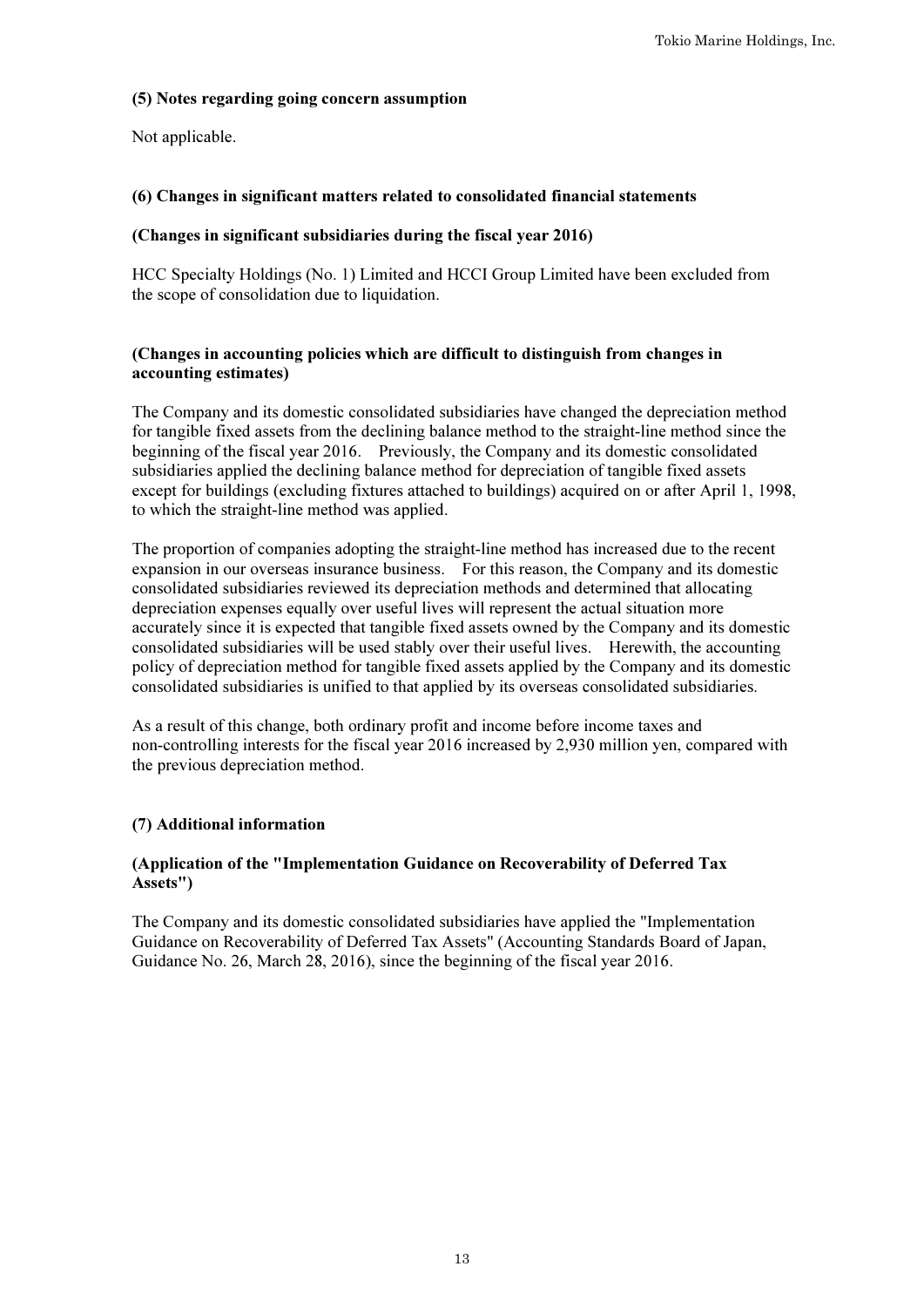### (5) Notes regarding going concern assumption

Not applicable.

### (6) Changes in significant matters related to consolidated financial statements

**(Changes in significant subsidiaries during the fiscal year 2016)**

HCC Specialty Holdings (No. 1) Limited and HCCI Group Limited have been excluded from the scope of consolidation due to liquidation.

**(Changes in accounting policies which are difficult to distinguish from changes in accounting estimates)**

The Company and its domestic consolidated subsidiaries have changed the depreciation method for tangible fixed assets from the declining balance method to the straight-line method since the beginning of the fiscal year 2016. Previously, the Company and its domestic consolidated subsidiaries applied the declining balance method for depreciation of tangible fixed assets except for buildings (excluding fixtures attached to buildings) acquired on or after April 1, 1998, to which the straight-line method was applied.

The proportion of companies adopting the straight-line method has increased due to the recent expansion in our overseas insurance business. For this reason, the Company and its domestic consolidated subsidiaries reviewed its depreciation methods and determined that allocating depreciation expenses equally over useful lives will represent the actual situation more accurately since it is expected that tangible fixed assets owned by the Company and its domestic consolidated subsidiaries will be used stably over their useful lives. Herewith, the accounting policy of depreciation method for tangible fixed assets applied by the Company and its domestic consolidated subsidiaries is unified to that applied by its overseas consolidated subsidiaries.

As a result of this change, both ordinary profit and income before income taxes and non-controlling interests for the fiscal year 2016 increased by 2,930 million yen, compared with the previous depreciation method.

### (7) Additional information

**(Application of the "Implementation Guidance on Recoverability of Deferred Tax Assets")**

The Company and its domestic consolidated subsidiaries have applied the "Implementation Guidance on Recoverability of Deferred Tax Assets" (Accounting Standards Board of Japan, Guidance No. 26, March 28, 2016), since the beginning of the fiscal year 2016.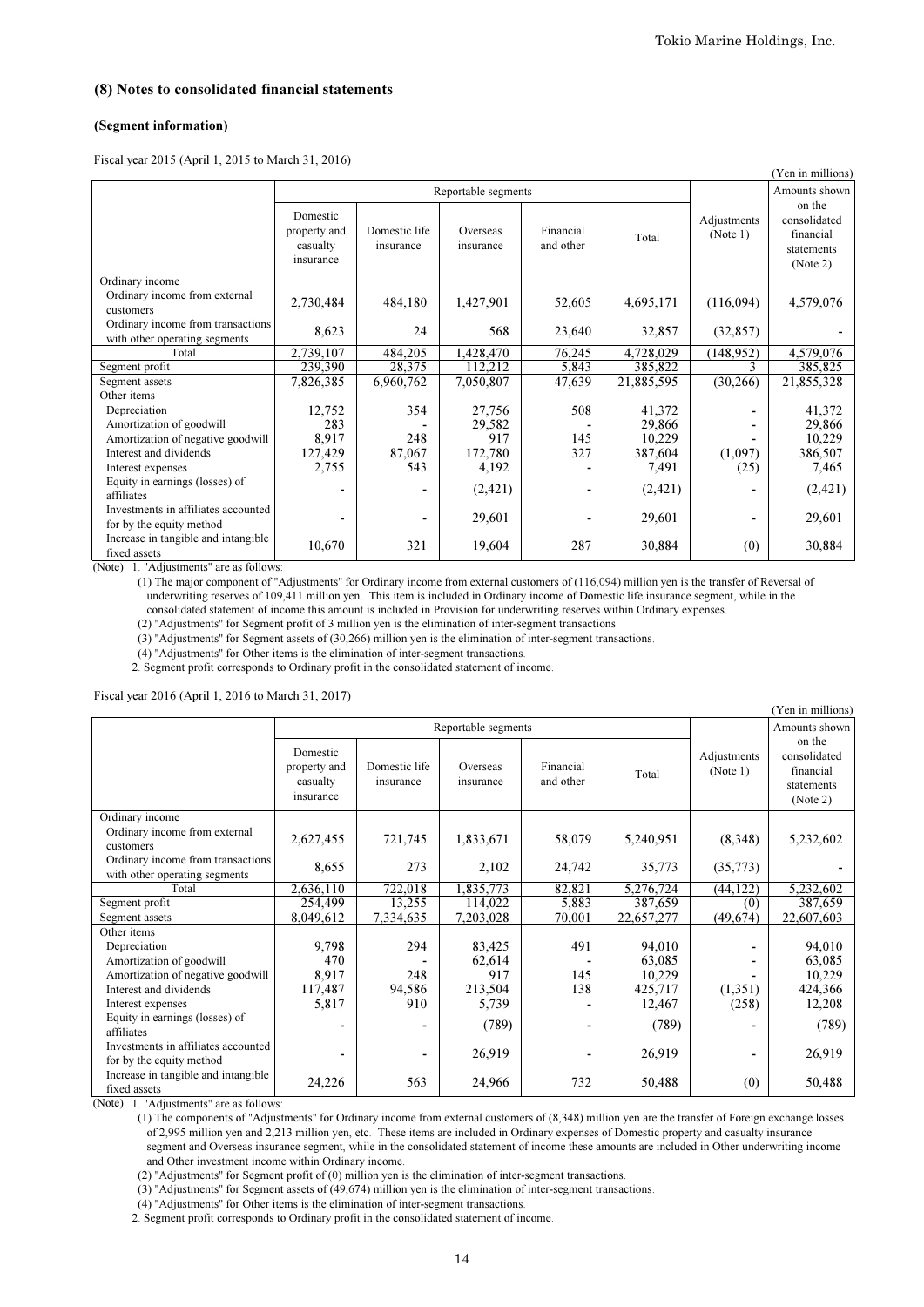## (8) Notes to consolidated financial statements

### (Segment information)

Fiscal year 2015 (April 1, 2015 to March 31, 2016)

(Yen in millions)

| | Reportable segments | | | | | Adjustments (Note 1) | Amounts shown on the consolidated financial statements (Note 2) |
|---|---|---|---|---|---|---|---|
| | Domestic property and casualty insurance | Domestic life insurance | Overseas insurance | Financial and other | Total | | |
| Ordinary income | | | | | | | |
| Ordinary income from external customers | 2,730,484 | 484,180 | 1,427,901 | 52,605 | 4,695,171 | (116,094) | 4,579,076 |
| Ordinary income from transactions with other operating segments | 8,623 | 24 | 568 | 23,640 | 32,857 | (32,857) | - |
| Total | 2,739,107 | 484,205 | 1,428,470 | 76,245 | 4,728,029 | (148,952) | 4,579,076 |
| Segment profit | 239,390 | 28,375 | 112,212 | 5,843 | 385,822 | 3 | 385,825 |
| Segment assets | 7,826,385 | 6,960,762 | 7,050,807 | 47,639 | 21,885,595 | (30,266) | 21,855,328 |
| Other items | | | | | | | |
| Depreciation | 12,752 | 354 | 27,756 | 508 | 41,372 | - | 41,372 |
| Amortization of goodwill | 283 | - | 29,582 | - | 29,866 | - | 29,866 |
| Amortization of negative goodwill | 8,917 | 248 | 917 | 145 | 10,229 | - | 10,229 |
| Interest and dividends | 127,429 | 87,067 | 172,780 | 327 | 387,604 | (1,097) | 386,507 |
| Interest expenses | 2,755 | 543 | 4,192 | - | 7,491 | (25) | 7,465 |
| Equity in earnings (losses) of affiliates | - | - | (2,421) | - | (2,421) | - | (2,421) |
| Investments in affiliates accounted for by the equity method | - | - | 29,601 | - | 29,601 | - | 29,601 |
| Increase in tangible and intangible fixed assets | 10,670 | 321 | 19,604 | 287 | 30,884 | (0) | 30,884 |

(Note) 1. "Adjustments" are as follows:

(1) The major component of "Adjustments" for Ordinary income from external customers of (116,094) million yen is the transfer of Reversal of underwriting reserves of 109,411 million yen. This item is included in Ordinary income of Domestic life insurance segment, while in the consolidated statement of income this amount is included in Provision for underwriting reserves within Ordinary expenses.

(2) "Adjustments" for Segment profit of 3 million yen is the elimination of inter-segment transactions.

(3) "Adjustments" for Segment assets of (30,266) million yen is the elimination of inter-segment transactions.

(4) "Adjustments" for Other items is the elimination of inter-segment transactions.

2. Segment profit corresponds to Ordinary profit in the consolidated statement of income.

Fiscal year 2016 (April 1, 2016 to March 31, 2017)

(Yen in millions)

| | Reportable segments | | | | | Adjustments (Note 1) | Amounts shown on the consolidated financial statements (Note 2) |
|---|---|---|---|---|---|---|---|
| | Domestic property and casualty insurance | Domestic life insurance | Overseas insurance | Financial and other | Total | | |
| Ordinary income | | | | | | | |
| Ordinary income from external customers | 2,627,455 | 721,745 | 1,833,671 | 58,079 | 5,240,951 | (8,348) | 5,232,602 |
| Ordinary income from transactions with other operating segments | 8,655 | 273 | 2,102 | 24,742 | 35,773 | (35,773) | - |
| Total | 2,636,110 | 722,018 | 1,835,773 | 82,821 | 5,276,724 | (44,122) | 5,232,602 |
| Segment profit | 254,499 | 13,255 | 114,022 | 5,883 | 387,659 | (0) | 387,659 |
| Segment assets | 8,049,612 | 7,334,635 | 7,203,028 | 70,001 | 22,657,277 | (49,674) | 22,607,603 |
| Other items | | | | | | | |
| Depreciation | 9,798 | 294 | 83,425 | 491 | 94,010 | - | 94,010 |
| Amortization of goodwill | 470 | - | 62,614 | - | 63,085 | - | 63,085 |
| Amortization of negative goodwill | 8,917 | 248 | 917 | 145 | 10,229 | - | 10,229 |
| Interest and dividends | 117,487 | 94,586 | 213,504 | 138 | 425,717 | (1,351) | 424,366 |
| Interest expenses | 5,817 | 910 | 5,739 | - | 12,467 | (258) | 12,208 |
| Equity in earnings (losses) of affiliates | - | - | (789) | - | (789) | - | (789) |
| Investments in affiliates accounted for by the equity method | - | - | 26,919 | - | 26,919 | - | 26,919 |
| Increase in tangible and intangible fixed assets | 24,226 | 563 | 24,966 | 732 | 50,488 | (0) | 50,488 |

(Note) 1. "Adjustments" are as follows:

(1) The components of "Adjustments" for Ordinary income from external customers of (8,348) million yen are the transfer of Foreign exchange losses of 2,995 million yen and 2,213 million yen, etc. These items are included in Ordinary expenses of Domestic property and casualty insurance segment and Overseas insurance segment, while in the consolidated statement of income these amounts are included in Other underwriting income and Other investment income within Ordinary income.

(2) "Adjustments" for Segment profit of (0) million yen is the elimination of inter-segment transactions.

(3) "Adjustments" for Segment assets of (49,674) million yen is the elimination of inter-segment transactions.

(4) "Adjustments" for Other items is the elimination of inter-segment transactions.

2. Segment profit corresponds to Ordinary profit in the consolidated statement of income.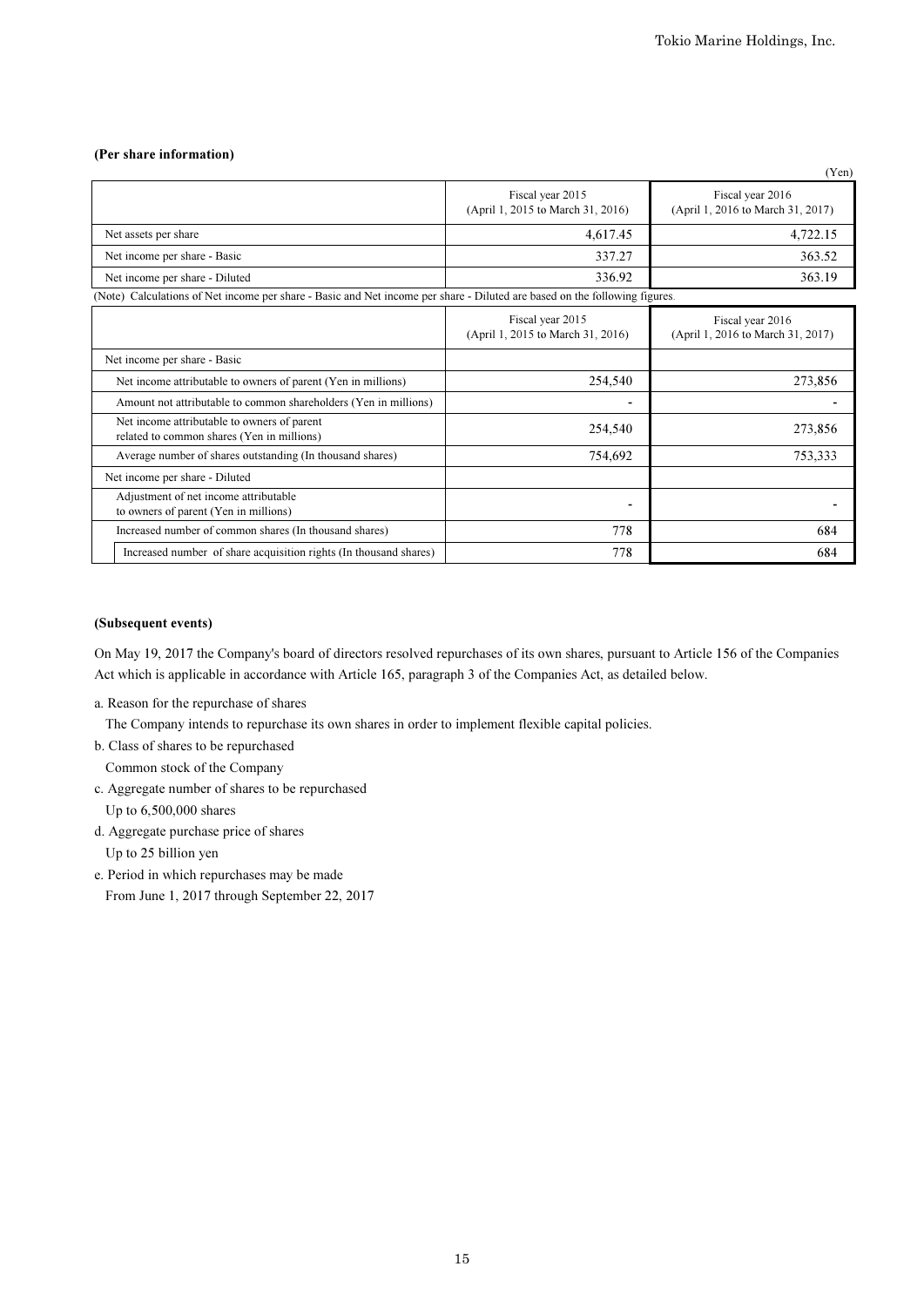**(Per share information)**

(Yen)

| | Fiscal year 2015 (April 1, 2015 to March 31, 2016) | Fiscal year 2016 (April 1, 2016 to March 31, 2017) |
|---|---|---|
| Net assets per share | 4,617.45 | 4,722.15 |
| Net income per share - Basic | 337.27 | 363.52 |
| Net income per share - Diluted | 336.92 | 363.19 |

(Note) Calculations of Net income per share - Basic and Net income per share - Diluted are based on the following figures.

| | Fiscal year 2015 (April 1, 2015 to March 31, 2016) | Fiscal year 2016 (April 1, 2016 to March 31, 2017) |
|---|---|---|
| Net income per share - Basic | | |
| Net income attributable to owners of parent (Yen in millions) | 254,540 | 273,856 |
| Amount not attributable to common shareholders (Yen in millions) | - | - |
| Net income attributable to owners of parent related to common shares (Yen in millions) | 254,540 | 273,856 |
| Average number of shares outstanding (In thousand shares) | 754,692 | 753,333 |
| Net income per share - Diluted | | |
| Adjustment of net income attributable to owners of parent (Yen in millions) | - | - |
| Increased number of common shares (In thousand shares) | 778 | 684 |
| Increased number of share acquisition rights (In thousand shares) | 778 | 684 |

**(Subsequent events)**

On May 19, 2017 the Company's board of directors resolved repurchases of its own shares, pursuant to Article 156 of the Companies Act which is applicable in accordance with Article 165, paragraph 3 of the Companies Act, as detailed below.

a. Reason for the repurchase of shares

The Company intends to repurchase its own shares in order to implement flexible capital policies.

b. Class of shares to be repurchased

Common stock of the Company

c. Aggregate number of shares to be repurchased

Up to 6,500,000 shares

d. Aggregate purchase price of shares

Up to 25 billion yen

e. Period in which repurchases may be made

From June 1, 2017 through September 22, 2017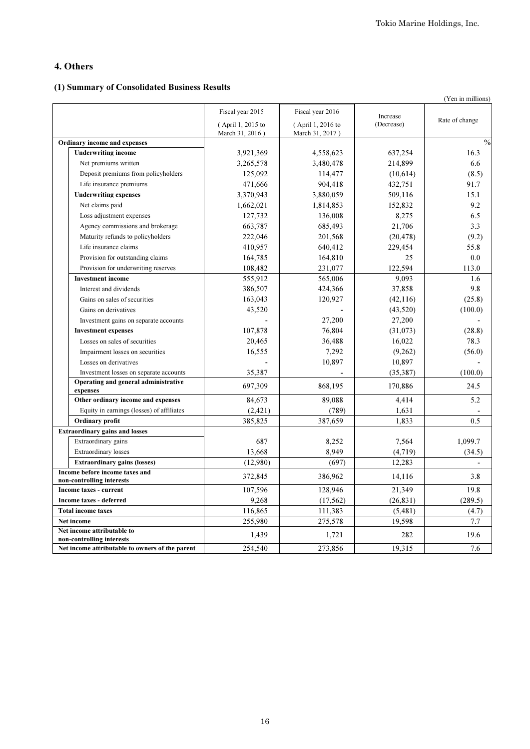## 4. Others

### (1) Summary of Consolidated Business Results

(Yen in millions)

| | Fiscal year 2015 (April 1, 2015 to March 31, 2016) | Fiscal year 2016 (April 1, 2016 to March 31, 2017) | Increase (Decrease) | Rate of change |
|---|---|---|---|---|
| **Ordinary income and expenses** | | | | % |
| **Underwriting income** | 3,921,369 | 4,558,623 | 637,254 | 16.3 |
| Net premiums written | 3,265,578 | 3,480,478 | 214,899 | 6.6 |
| Deposit premiums from policyholders | 125,092 | 114,477 | (10,614) | (8.5) |
| Life insurance premiums | 471,666 | 904,418 | 432,751 | 91.7 |
| **Underwriting expenses** | 3,370,943 | 3,880,059 | 509,116 | 15.1 |
| Net claims paid | 1,662,021 | 1,814,853 | 152,832 | 9.2 |
| Loss adjustment expenses | 127,732 | 136,008 | 8,275 | 6.5 |
| Agency commissions and brokerage | 663,787 | 685,493 | 21,706 | 3.3 |
| Maturity refunds to policyholders | 222,046 | 201,568 | (20,478) | (9.2) |
| Life insurance claims | 410,957 | 640,412 | 229,454 | 55.8 |
| Provision for outstanding claims | 164,785 | 164,810 | 25 | 0.0 |
| Provision for underwriting reserves | 108,482 | 231,077 | 122,594 | 113.0 |
| **Investment income** | 555,912 | 565,006 | 9,093 | 1.6 |
| Interest and dividends | 386,507 | 424,366 | 37,858 | 9.8 |
| Gains on sales of securities | 163,043 | 120,927 | (42,116) | (25.8) |
| Gains on derivatives | 43,520 | - | (43,520) | (100.0) |
| Investment gains on separate accounts | - | 27,200 | 27,200 | - |
| **Investment expenses** | 107,878 | 76,804 | (31,073) | (28.8) |
| Losses on sales of securities | 20,465 | 36,488 | 16,022 | 78.3 |
| Impairment losses on securities | 16,555 | 7,292 | (9,262) | (56.0) |
| Losses on derivatives | - | 10,897 | 10,897 | - |
| Investment losses on separate accounts | 35,387 | - | (35,387) | (100.0) |
| **Operating and general administrative expenses** | 697,309 | 868,195 | 170,886 | 24.5 |
| **Other ordinary income and expenses** | 84,673 | 89,088 | 4,414 | 5.2 |
| Equity in earnings (losses) of affiliates | (2,421) | (789) | 1,631 | - |
| **Ordinary profit** | 385,825 | 387,659 | 1,833 | 0.5 |
| **Extraordinary gains and losses** | | | | |
| Extraordinary gains | 687 | 8,252 | 7,564 | 1,099.7 |
| Extraordinary losses | 13,668 | 8,949 | (4,719) | (34.5) |
| **Extraordinary gains (losses)** | (12,980) | (697) | 12,283 | - |
| **Income before income taxes and non-controlling interests** | 372,845 | 386,962 | 14,116 | 3.8 |
| **Income taxes - current** | 107,596 | 128,946 | 21,349 | 19.8 |
| **Income taxes - deferred** | 9,268 | (17,562) | (26,831) | (289.5) |
| **Total income taxes** | 116,865 | 111,383 | (5,481) | (4.7) |
| **Net income** | 255,980 | 275,578 | 19,598 | 7.7 |
| **Net income attributable to non-controlling interests** | 1,439 | 1,721 | 282 | 19.6 |
| **Net income attributable to owners of the parent** | 254,540 | 273,856 | 19,315 | 7.6 |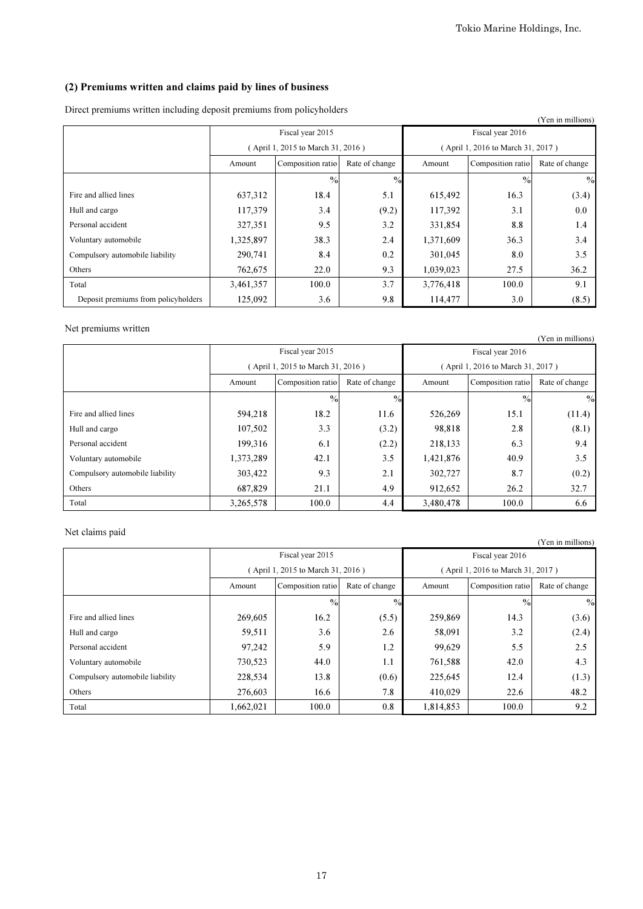## (2) Premiums written and claims paid by lines of business

Direct premiums written including deposit premiums from policyholders

(Yen in millions)

| | Fiscal year 2015 ( April 1, 2015 to March 31, 2016 ) | | | Fiscal year 2016 ( April 1, 2016 to March 31, 2017 ) | | |
|---|---|---|---|---|---|---|
| | Amount | Composition ratio | Rate of change | Amount | Composition ratio | Rate of change |
| | | % | % | | % | % |
| Fire and allied lines | 637,312 | 18.4 | 5.1 | 615,492 | 16.3 | (3.4) |
| Hull and cargo | 117,379 | 3.4 | (9.2) | 117,392 | 3.1 | 0.0 |
| Personal accident | 327,351 | 9.5 | 3.2 | 331,854 | 8.8 | 1.4 |
| Voluntary automobile | 1,325,897 | 38.3 | 2.4 | 1,371,609 | 36.3 | 3.4 |
| Compulsory automobile liability | 290,741 | 8.4 | 0.2 | 301,045 | 8.0 | 3.5 |
| Others | 762,675 | 22.0 | 9.3 | 1,039,023 | 27.5 | 36.2 |
| Total | 3,461,357 | 100.0 | 3.7 | 3,776,418 | 100.0 | 9.1 |
| Deposit premiums from policyholders | 125,092 | 3.6 | 9.8 | 114,477 | 3.0 | (8.5) |

Net premiums written

(Yen in millions)

| | Fiscal year 2015 ( April 1, 2015 to March 31, 2016 ) | | | Fiscal year 2016 ( April 1, 2016 to March 31, 2017 ) | | |
|---|---|---|---|---|---|---|
| | Amount | Composition ratio | Rate of change | Amount | Composition ratio | Rate of change |
| | | % | % | | % | % |
| Fire and allied lines | 594,218 | 18.2 | 11.6 | 526,269 | 15.1 | (11.4) |
| Hull and cargo | 107,502 | 3.3 | (3.2) | 98,818 | 2.8 | (8.1) |
| Personal accident | 199,316 | 6.1 | (2.2) | 218,133 | 6.3 | 9.4 |
| Voluntary automobile | 1,373,289 | 42.1 | 3.5 | 1,421,876 | 40.9 | 3.5 |
| Compulsory automobile liability | 303,422 | 9.3 | 2.1 | 302,727 | 8.7 | (0.2) |
| Others | 687,829 | 21.1 | 4.9 | 912,652 | 26.2 | 32.7 |
| Total | 3,265,578 | 100.0 | 4.4 | 3,480,478 | 100.0 | 6.6 |

Net claims paid

(Yen in millions)

| | Fiscal year 2015 ( April 1, 2015 to March 31, 2016 ) | | | Fiscal year 2016 ( April 1, 2016 to March 31, 2017 ) | | |
|---|---|---|---|---|---|---|
| | Amount | Composition ratio | Rate of change | Amount | Composition ratio | Rate of change |
| | | % | % | | % | % |
| Fire and allied lines | 269,605 | 16.2 | (5.5) | 259,869 | 14.3 | (3.6) |
| Hull and cargo | 59,511 | 3.6 | 2.6 | 58,091 | 3.2 | (2.4) |
| Personal accident | 97,242 | 5.9 | 1.2 | 99,629 | 5.5 | 2.5 |
| Voluntary automobile | 730,523 | 44.0 | 1.1 | 761,588 | 42.0 | 4.3 |
| Compulsory automobile liability | 228,534 | 13.8 | (0.6) | 225,645 | 12.4 | (1.3) |
| Others | 276,603 | 16.6 | 7.8 | 410,029 | 22.6 | 48.2 |
| Total | 1,662,021 | 100.0 | 0.8 | 1,814,853 | 100.0 | 9.2 |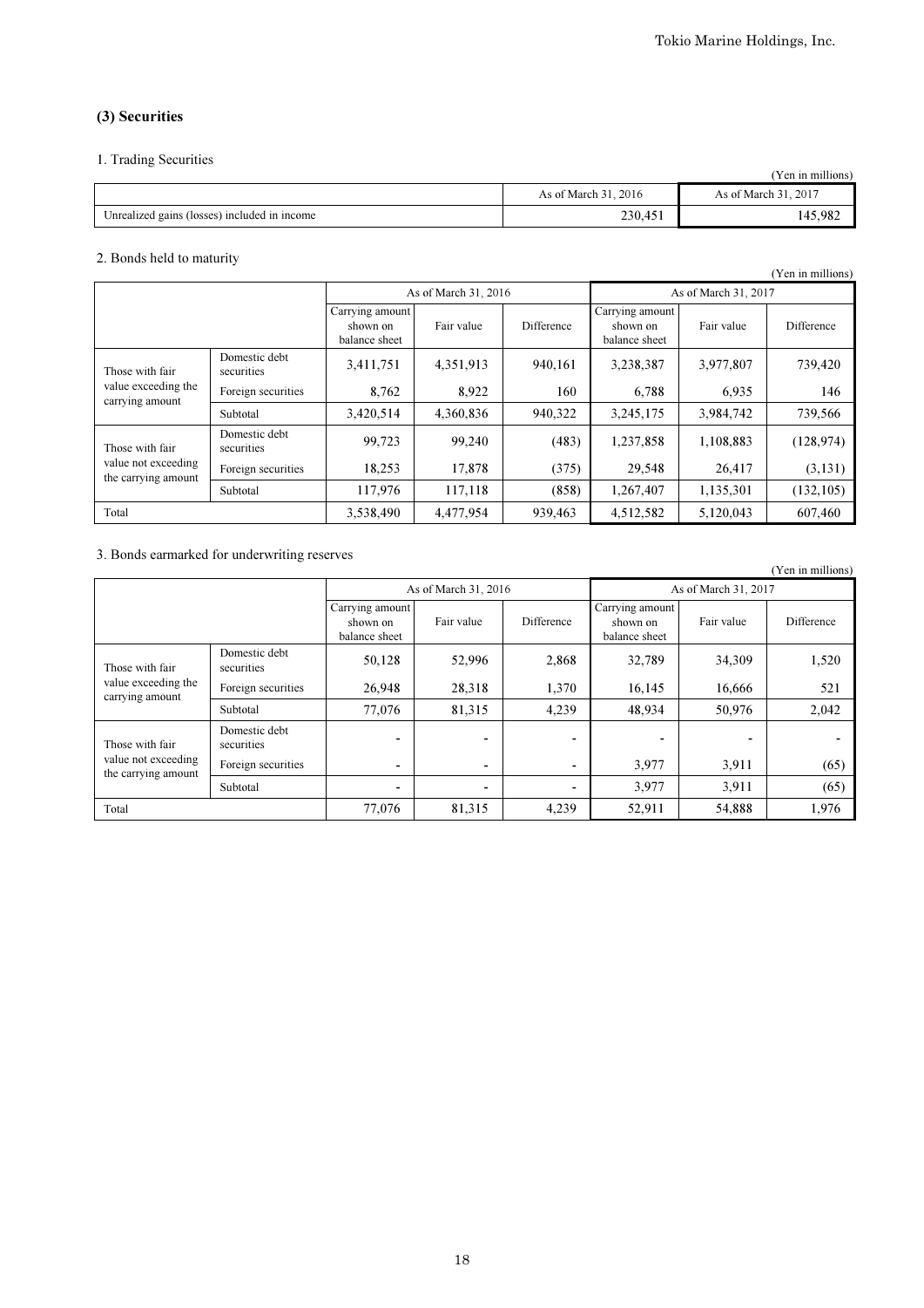### (3) Securities

1. Trading Securities

(Yen in millions)

| | As of March 31, 2016 | As of March 31, 2017 |
|---|---|---|
| Unrealized gains (losses) included in income | 230,451 | 145,982 |

2. Bonds held to maturity

(Yen in millions)

| | | As of March 31, 2016 | | | As of March 31, 2017 | | |
|---|---|---|---|---|---|---|---|
| | | Carrying amount shown on balance sheet | Fair value | Difference | Carrying amount shown on balance sheet | Fair value | Difference |
| Those with fair value exceeding the carrying amount | Domestic debt securities | 3,411,751 | 4,351,913 | 940,161 | 3,238,387 | 3,977,807 | 739,420 |
| | Foreign securities | 8,762 | 8,922 | 160 | 6,788 | 6,935 | 146 |
| | Subtotal | 3,420,514 | 4,360,836 | 940,322 | 3,245,175 | 3,984,742 | 739,566 |
| Those with fair value not exceeding the carrying amount | Domestic debt securities | 99,723 | 99,240 | (483) | 1,237,858 | 1,108,883 | (128,974) |
| | Foreign securities | 18,253 | 17,878 | (375) | 29,548 | 26,417 | (3,131) |
| | Subtotal | 117,976 | 117,118 | (858) | 1,267,407 | 1,135,301 | (132,105) |
| Total | | 3,538,490 | 4,477,954 | 939,463 | 4,512,582 | 5,120,043 | 607,460 |

3. Bonds earmarked for underwriting reserves

(Yen in millions)

| | | As of March 31, 2016 | | | As of March 31, 2017 | | |
|---|---|---|---|---|---|---|---|
| | | Carrying amount shown on balance sheet | Fair value | Difference | Carrying amount shown on balance sheet | Fair value | Difference |
| Those with fair value exceeding the carrying amount | Domestic debt securities | 50,128 | 52,996 | 2,868 | 32,789 | 34,309 | 1,520 |
| | Foreign securities | 26,948 | 28,318 | 1,370 | 16,145 | 16,666 | 521 |
| | Subtotal | 77,076 | 81,315 | 4,239 | 48,934 | 50,976 | 2,042 |
| Those with fair value not exceeding the carrying amount | Domestic debt securities | - | - | - | - | - | - |
| | Foreign securities | - | - | - | 3,977 | 3,911 | (65) |
| | Subtotal | - | - | - | 3,977 | 3,911 | (65) |
| Total | | 77,076 | 81,315 | 4,239 | 52,911 | 54,888 | 1,976 |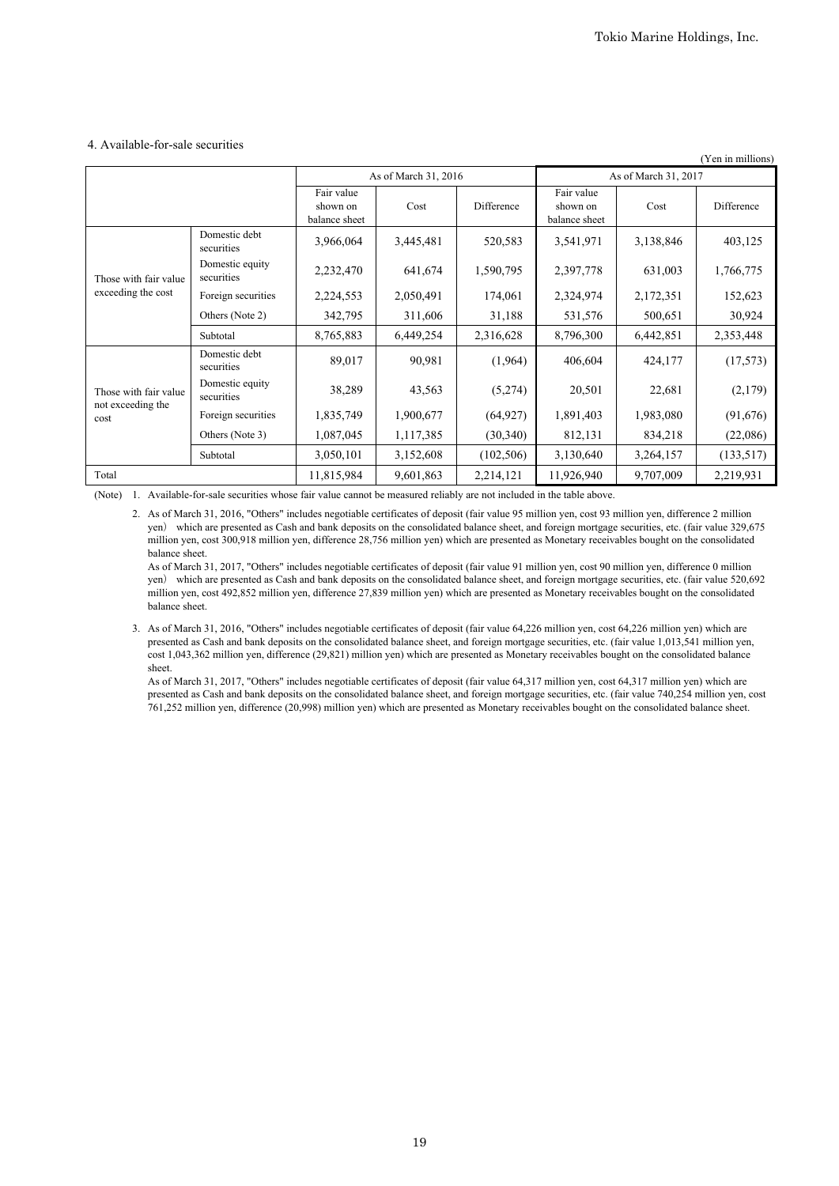### 4. Available-for-sale securities

(Yen in millions)

| | | As of March 31, 2016 | | | As of March 31, 2017 | | |
|---|---|---|---|---|---|---|---|
| | | Fair value shown on balance sheet | Cost | Difference | Fair value shown on balance sheet | Cost | Difference |
| Those with fair value exceeding the cost | Domestic debt securities | 3,966,064 | 3,445,481 | 520,583 | 3,541,971 | 3,138,846 | 403,125 |
| | Domestic equity securities | 2,232,470 | 641,674 | 1,590,795 | 2,397,778 | 631,003 | 1,766,775 |
| | Foreign securities | 2,224,553 | 2,050,491 | 174,061 | 2,324,974 | 2,172,351 | 152,623 |
| | Others (Note 2) | 342,795 | 311,606 | 31,188 | 531,576 | 500,651 | 30,924 |
| | Subtotal | 8,765,883 | 6,449,254 | 2,316,628 | 8,796,300 | 6,442,851 | 2,353,448 |
| Those with fair value not exceeding the cost | Domestic debt securities | 89,017 | 90,981 | (1,964) | 406,604 | 424,177 | (17,573) |
| | Domestic equity securities | 38,289 | 43,563 | (5,274) | 20,501 | 22,681 | (2,179) |
| | Foreign securities | 1,835,749 | 1,900,677 | (64,927) | 1,891,403 | 1,983,080 | (91,676) |
| | Others (Note 3) | 1,087,045 | 1,117,385 | (30,340) | 812,131 | 834,218 | (22,086) |
| | Subtotal | 3,050,101 | 3,152,608 | (102,506) | 3,130,640 | 3,264,157 | (133,517) |
| Total | | 11,815,984 | 9,601,863 | 2,214,121 | 11,926,940 | 9,707,009 | 2,219,931 |

(Note) 1. Available-for-sale securities whose fair value cannot be measured reliably are not included in the table above.

2. As of March 31, 2016, "Others" includes negotiable certificates of deposit (fair value 95 million yen, cost 93 million yen, difference 2 million yen) which are presented as Cash and bank deposits on the consolidated balance sheet, and foreign mortgage securities, etc. (fair value 329,675 million yen, cost 300,918 million yen, difference 28,756 million yen) which are presented as Monetary receivables bought on the consolidated balance sheet.
As of March 31, 2017, "Others" includes negotiable certificates of deposit (fair value 91 million yen, cost 90 million yen, difference 0 million yen) which are presented as Cash and bank deposits on the consolidated balance sheet, and foreign mortgage securities, etc. (fair value 520,692 million yen, cost 492,852 million yen, difference 27,839 million yen) which are presented as Monetary receivables bought on the consolidated balance sheet.

3. As of March 31, 2016, "Others" includes negotiable certificates of deposit (fair value 64,226 million yen, cost 64,226 million yen) which are presented as Cash and bank deposits on the consolidated balance sheet, and foreign mortgage securities, etc. (fair value 1,013,541 million yen, cost 1,043,362 million yen, difference (29,821) million yen) which are presented as Monetary receivables bought on the consolidated balance sheet.
As of March 31, 2017, "Others" includes negotiable certificates of deposit (fair value 64,317 million yen, cost 64,317 million yen) which are presented as Cash and bank deposits on the consolidated balance sheet, and foreign mortgage securities, etc. (fair value 740,254 million yen, cost 761,252 million yen, difference (20,998) million yen) which are presented as Monetary receivables bought on the consolidated balance sheet.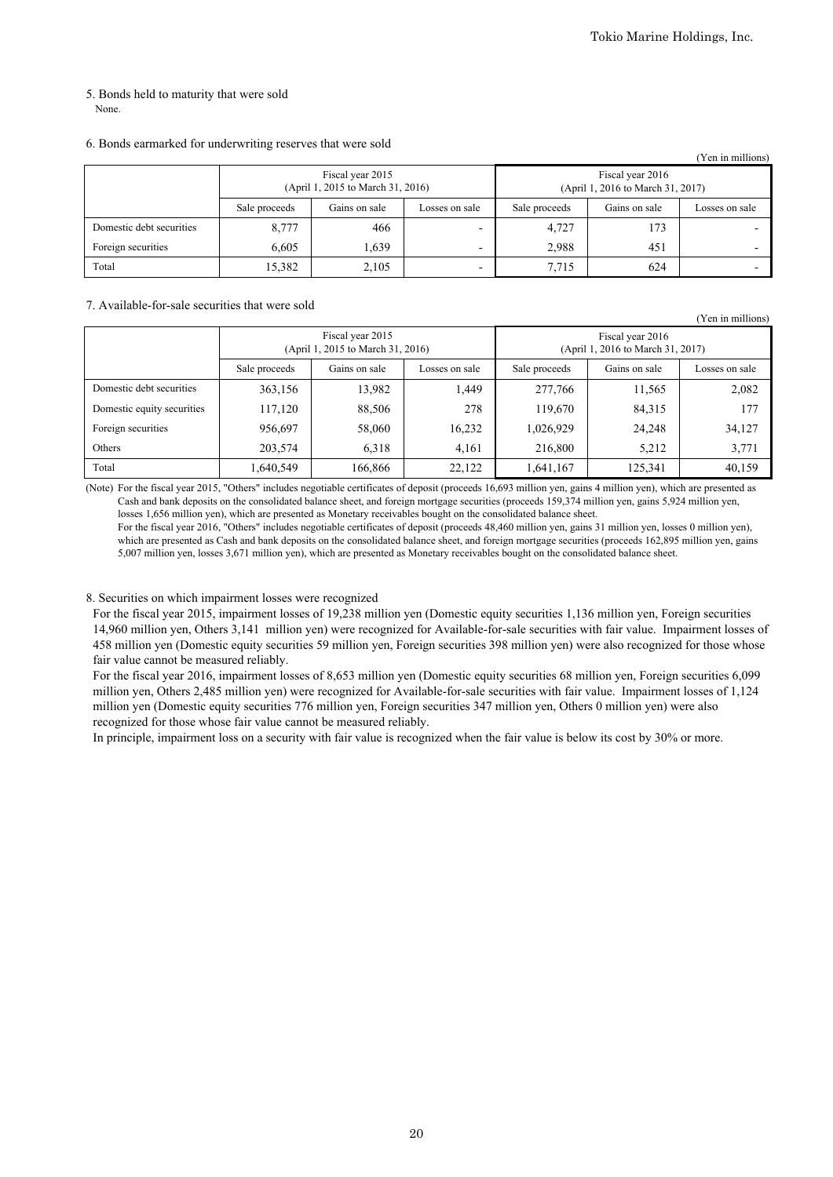5. Bonds held to maturity that were sold

None.

6. Bonds earmarked for underwriting reserves that were sold

(Yen in millions)

| | Fiscal year 2015 (April 1, 2015 to March 31, 2016) | | | Fiscal year 2016 (April 1, 2016 to March 31, 2017) | | |
|---|---|---|---|---|---|---|
| | Sale proceeds | Gains on sale | Losses on sale | Sale proceeds | Gains on sale | Losses on sale |
| Domestic debt securities | 8,777 | 466 | - | 4,727 | 173 | - |
| Foreign securities | 6,605 | 1,639 | - | 2,988 | 451 | - |
| Total | 15,382 | 2,105 | - | 7,715 | 624 | - |

7. Available-for-sale securities that were sold

(Yen in millions)

| | Fiscal year 2015 (April 1, 2015 to March 31, 2016) | | | Fiscal year 2016 (April 1, 2016 to March 31, 2017) | | |
|---|---|---|---|---|---|---|
| | Sale proceeds | Gains on sale | Losses on sale | Sale proceeds | Gains on sale | Losses on sale |
| Domestic debt securities | 363,156 | 13,982 | 1,449 | 277,766 | 11,565 | 2,082 |
| Domestic equity securities | 117,120 | 88,506 | 278 | 119,670 | 84,315 | 177 |
| Foreign securities | 956,697 | 58,060 | 16,232 | 1,026,929 | 24,248 | 34,127 |
| Others | 203,574 | 6,318 | 4,161 | 216,800 | 5,212 | 3,771 |
| Total | 1,640,549 | 166,866 | 22,122 | 1,641,167 | 125,341 | 40,159 |

(Note) For the fiscal year 2015, "Others" includes negotiable certificates of deposit (proceeds 16,693 million yen, gains 4 million yen), which are presented as Cash and bank deposits on the consolidated balance sheet, and foreign mortgage securities (proceeds 159,374 million yen, gains 5,924 million yen, losses 1,656 million yen), which are presented as Monetary receivables bought on the consolidated balance sheet.
For the fiscal year 2016, "Others" includes negotiable certificates of deposit (proceeds 48,460 million yen, gains 31 million yen, losses 0 million yen), which are presented as Cash and bank deposits on the consolidated balance sheet, and foreign mortgage securities (proceeds 162,895 million yen, gains 5,007 million yen, losses 3,671 million yen), which are presented as Monetary receivables bought on the consolidated balance sheet.

8. Securities on which impairment losses were recognized

For the fiscal year 2015, impairment losses of 19,238 million yen (Domestic equity securities 1,136 million yen, Foreign securities 14,960 million yen, Others 3,141 million yen) were recognized for Available-for-sale securities with fair value. Impairment losses of 458 million yen (Domestic equity securities 59 million yen, Foreign securities 398 million yen) were also recognized for those whose fair value cannot be measured reliably.

For the fiscal year 2016, impairment losses of 8,653 million yen (Domestic equity securities 68 million yen, Foreign securities 6,099 million yen, Others 2,485 million yen) were recognized for Available-for-sale securities with fair value. Impairment losses of 1,124 million yen (Domestic equity securities 776 million yen, Foreign securities 347 million yen, Others 0 million yen) were also recognized for those whose fair value cannot be measured reliably.

In principle, impairment loss on a security with fair value is recognized when the fair value is below its cost by 30% or more.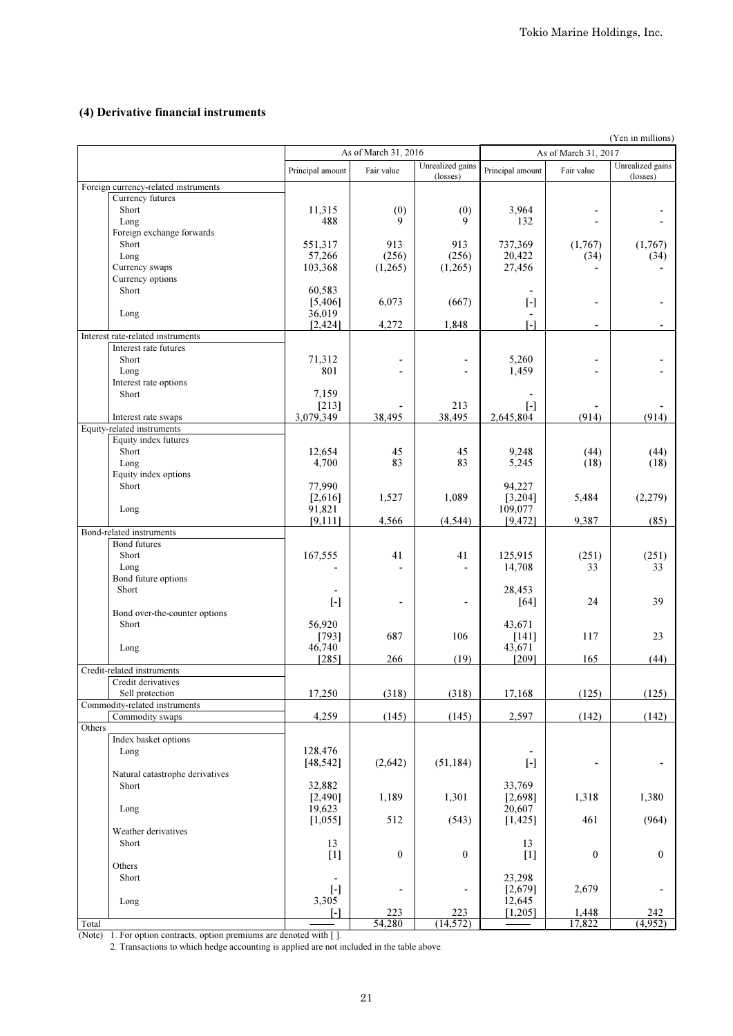## (4) Derivative financial instruments

(Yen in millions)

| | As of March 31, 2016 | | | As of March 31, 2017 | | |
|---|---|---|---|---|---|---|
| | Principal amount | Fair value | Unrealized gains (losses) | Principal amount | Fair value | Unrealized gains (losses) |
| **Foreign currency-related instruments** | | | | | | |
| Currency futures | | | | | | |
| Short | 11,315 | (0) | (0) | 3,964 | - | - |
| Long | 488 | 9 | 9 | 132 | - | - |
| Foreign exchange forwards | | | | | | |
| Short | 551,317 | 913 | 913 | 737,369 | (1,767) | (1,767) |
| Long | 57,266 | (256) | (256) | 20,422 | (34) | (34) |
| Currency swaps | 103,368 | (1,265) | (1,265) | 27,456 | - | - |
| Currency options | | | | | | |
| Short | 60,583 [5,406] | 6,073 | (667) | - [-] | - | - |
| Long | 36,019 [2,424] | 4,272 | 1,848 | - [-] | - | - |
| **Interest rate-related instruments** | | | | | | |
| Interest rate futures | | | | | | |
| Short | 71,312 | - | - | 5,260 | - | - |
| Long | 801 | - | - | 1,459 | - | - |
| Interest rate options | | | | | | |
| Short | 7,159 [213] | - | 213 | - [-] | - | - |
| Interest rate swaps | 3,079,349 | 38,495 | 38,495 | 2,645,804 | (914) | (914) |
| **Equity-related instruments** | | | | | | |
| Equity index futures | | | | | | |
| Short | 12,654 | 45 | 45 | 9,248 | (44) | (44) |
| Long | 4,700 | 83 | 83 | 5,245 | (18) | (18) |
| Equity index options | | | | | | |
| Short | 77,990 [2,616] | 1,527 | 1,089 | 94,227 [3,204] | 5,484 | (2,279) |
| Long | 91,821 [9,111] | 4,566 | (4,544) | 109,077 [9,472] | 9,387 | (85) |
| **Bond-related instruments** | | | | | | |
| Bond futures | | | | | | |
| Short | 167,555 | 41 | 41 | 125,915 | (251) | (251) |
| Long | - | - | - | 14,708 | 33 | 33 |
| Bond future options | | | | | | |
| Short | - [-] | - | - | 28,453 [64] | 24 | 39 |
| Bond over-the-counter options | | | | | | |
| Short | 56,920 [793] | 687 | 106 | 43,671 [141] | 117 | 23 |
| Long | 46,740 [285] | 266 | (19) | 43,671 [209] | 165 | (44) |
| **Credit-related instruments** | | | | | | |
| Credit derivatives | | | | | | |
| Sell protection | 17,250 | (318) | (318) | 17,168 | (125) | (125) |
| **Commodity-related instruments** | | | | | | |
| Commodity swaps | 4,259 | (145) | (145) | 2,597 | (142) | (142) |
| **Others** | | | | | | |
| Index basket options | | | | | | |
| Long | 128,476 [48,542] | (2,642) | (51,184) | - [-] | - | - |
| Natural catastrophe derivatives | | | | | | |
| Short | 32,882 [2,490] | 1,189 | 1,301 | 33,769 [2,698] | 1,318 | 1,380 |
| Long | 19,623 [1,055] | 512 | (543) | 20,607 [1,425] | 461 | (964) |
| Weather derivatives | | | | | | |
| Short | 13 [1] | 0 | 0 | 13 [1] | 0 | 0 |
| Others | | | | | | |
| Short | - [-] | - | - | 23,298 [2,679] | 2,679 | - |
| Long | 3,305 [-] | 223 | 223 | 12,645 [1,205] | 1,448 | 242 |
| **Total** | | 54,280 | (14,572) | | 17,822 | (4,952) |

(Note) 1. For option contracts, option premiums are denoted with [ ].

2. Transactions to which hedge accounting is applied are not included in the table above.